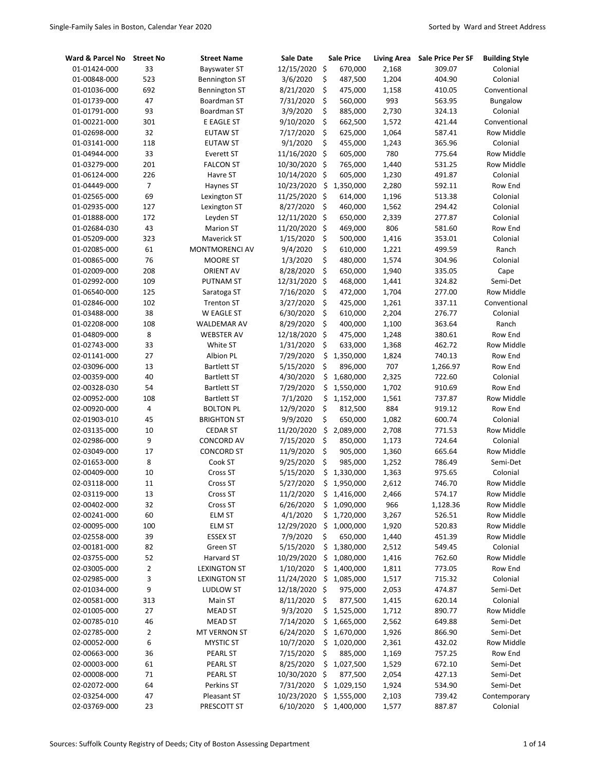| Ward & Parcel No | Street No | Street Name | Sale Date | Sale Price | Living Area | Sale Price Per SF | Building Style |
|---|---|---|---|---|---|---|---|
| 01-01424-000 | 33 | Bayswater ST | 12/15/2020 | $ 670,000 | 2,168 | 309.07 | Colonial |
| 01-00848-000 | 523 | Bennington ST | 3/6/2020 | $ 487,500 | 1,204 | 404.90 | Colonial |
| 01-01036-000 | 692 | Bennington ST | 8/21/2020 | $ 475,000 | 1,158 | 410.05 | Conventional |
| 01-01739-000 | 47 | Boardman ST | 7/31/2020 | $ 560,000 | 993 | 563.95 | Bungalow |
| 01-01791-000 | 93 | Boardman ST | 3/9/2020 | $ 885,000 | 2,730 | 324.13 | Colonial |
| 01-00221-000 | 301 | E EAGLE ST | 9/10/2020 | $ 662,500 | 1,572 | 421.44 | Conventional |
| 01-02698-000 | 32 | EUTAW ST | 7/17/2020 | $ 625,000 | 1,064 | 587.41 | Row Middle |
| 01-03141-000 | 118 | EUTAW ST | 9/1/2020 | $ 455,000 | 1,243 | 365.96 | Colonial |
| 01-04944-000 | 33 | Everett ST | 11/16/2020 | $ 605,000 | 780 | 775.64 | Row Middle |
| 01-03279-000 | 201 | FALCON ST | 10/30/2020 | $ 765,000 | 1,440 | 531.25 | Row Middle |
| 01-06124-000 | 226 | Havre ST | 10/14/2020 | $ 605,000 | 1,230 | 491.87 | Colonial |
| 01-04449-000 | 7 | Haynes ST | 10/23/2020 | $ 1,350,000 | 2,280 | 592.11 | Row End |
| 01-02565-000 | 69 | Lexington ST | 11/25/2020 | $ 614,000 | 1,196 | 513.38 | Colonial |
| 01-02935-000 | 127 | Lexington ST | 8/27/2020 | $ 460,000 | 1,562 | 294.42 | Colonial |
| 01-01888-000 | 172 | Leyden ST | 12/11/2020 | $ 650,000 | 2,339 | 277.87 | Colonial |
| 01-02684-030 | 43 | Marion ST | 11/20/2020 | $ 469,000 | 806 | 581.60 | Row End |
| 01-05209-000 | 323 | Maverick ST | 1/15/2020 | $ 500,000 | 1,416 | 353.01 | Colonial |
| 01-02085-000 | 61 | MONTMORENCI AV | 9/4/2020 | $ 610,000 | 1,221 | 499.59 | Ranch |
| 01-00865-000 | 76 | MOORE ST | 1/3/2020 | $ 480,000 | 1,574 | 304.96 | Colonial |
| 01-02009-000 | 208 | ORIENT AV | 8/28/2020 | $ 650,000 | 1,940 | 335.05 | Cape |
| 01-02992-000 | 109 | PUTNAM ST | 12/31/2020 | $ 468,000 | 1,441 | 324.82 | Semi-Det |
| 01-06540-000 | 125 | Saratoga ST | 7/16/2020 | $ 472,000 | 1,704 | 277.00 | Row Middle |
| 01-02846-000 | 102 | Trenton ST | 3/27/2020 | $ 425,000 | 1,261 | 337.11 | Conventional |
| 01-03488-000 | 38 | W EAGLE ST | 6/30/2020 | $ 610,000 | 2,204 | 276.77 | Colonial |
| 01-02208-000 | 108 | WALDEMAR AV | 8/29/2020 | $ 400,000 | 1,100 | 363.64 | Ranch |
| 01-04809-000 | 8 | WEBSTER AV | 12/18/2020 | $ 475,000 | 1,248 | 380.61 | Row End |
| 01-02743-000 | 33 | White ST | 1/31/2020 | $ 633,000 | 1,368 | 462.72 | Row Middle |
| 02-01141-000 | 27 | Albion PL | 7/29/2020 | $ 1,350,000 | 1,824 | 740.13 | Row End |
| 02-03096-000 | 13 | Bartlett ST | 5/15/2020 | $ 896,000 | 707 | 1,266.97 | Row End |
| 02-00359-000 | 40 | Bartlett ST | 4/30/2020 | $ 1,680,000 | 2,325 | 722.60 | Colonial |
| 02-00328-030 | 54 | Bartlett ST | 7/29/2020 | $ 1,550,000 | 1,702 | 910.69 | Row End |
| 02-00952-000 | 108 | Bartlett ST | 7/1/2020 | $ 1,152,000 | 1,561 | 737.87 | Row Middle |
| 02-00920-000 | 4 | BOLTON PL | 12/9/2020 | $ 812,500 | 884 | 919.12 | Row End |
| 02-01903-010 | 45 | BRIGHTON ST | 9/9/2020 | $ 650,000 | 1,082 | 600.74 | Colonial |
| 02-03135-000 | 10 | CEDAR ST | 11/20/2020 | $ 2,089,000 | 2,708 | 771.53 | Row Middle |
| 02-02986-000 | 9 | CONCORD AV | 7/15/2020 | $ 850,000 | 1,173 | 724.64 | Colonial |
| 02-03049-000 | 17 | CONCORD ST | 11/9/2020 | $ 905,000 | 1,360 | 665.64 | Row Middle |
| 02-01653-000 | 8 | Cook ST | 9/25/2020 | $ 985,000 | 1,252 | 786.49 | Semi-Det |
| 02-00409-000 | 10 | Cross ST | 5/15/2020 | $ 1,330,000 | 1,363 | 975.65 | Colonial |
| 02-03118-000 | 11 | Cross ST | 5/27/2020 | $ 1,950,000 | 2,612 | 746.70 | Row Middle |
| 02-03119-000 | 13 | Cross ST | 11/2/2020 | $ 1,416,000 | 2,466 | 574.17 | Row Middle |
| 02-00402-000 | 32 | Cross ST | 6/26/2020 | $ 1,090,000 | 966 | 1,128.36 | Row Middle |
| 02-00241-000 | 60 | ELM ST | 4/1/2020 | $ 1,720,000 | 3,267 | 526.51 | Row Middle |
| 02-00095-000 | 100 | ELM ST | 12/29/2020 | $ 1,000,000 | 1,920 | 520.83 | Row Middle |
| 02-02558-000 | 39 | ESSEX ST | 7/9/2020 | $ 650,000 | 1,440 | 451.39 | Row Middle |
| 02-00181-000 | 82 | Green ST | 5/15/2020 | $ 1,380,000 | 2,512 | 549.45 | Colonial |
| 02-03755-000 | 52 | Harvard ST | 10/29/2020 | $ 1,080,000 | 1,416 | 762.60 | Row Middle |
| 02-03005-000 | 2 | LEXINGTON ST | 1/10/2020 | $ 1,400,000 | 1,811 | 773.05 | Row End |
| 02-02985-000 | 3 | LEXINGTON ST | 11/24/2020 | $ 1,085,000 | 1,517 | 715.32 | Colonial |
| 02-01034-000 | 9 | LUDLOW ST | 12/18/2020 | $ 975,000 | 2,053 | 474.87 | Semi-Det |
| 02-00581-000 | 313 | Main ST | 8/11/2020 | $ 877,500 | 1,415 | 620.14 | Colonial |
| 02-01005-000 | 27 | MEAD ST | 9/3/2020 | $ 1,525,000 | 1,712 | 890.77 | Row Middle |
| 02-00785-010 | 46 | MEAD ST | 7/14/2020 | $ 1,665,000 | 2,562 | 649.88 | Semi-Det |
| 02-02785-000 | 2 | MT VERNON ST | 6/24/2020 | $ 1,670,000 | 1,926 | 866.90 | Semi-Det |
| 02-00052-000 | 6 | MYSTIC ST | 10/7/2020 | $ 1,020,000 | 2,361 | 432.02 | Row Middle |
| 02-00663-000 | 36 | PEARL ST | 7/15/2020 | $ 885,000 | 1,169 | 757.25 | Row End |
| 02-00003-000 | 61 | PEARL ST | 8/25/2020 | $ 1,027,500 | 1,529 | 672.10 | Semi-Det |
| 02-00008-000 | 71 | PEARL ST | 10/30/2020 | $ 877,500 | 2,054 | 427.13 | Semi-Det |
| 02-02072-000 | 64 | Perkins ST | 7/31/2020 | $ 1,029,150 | 1,924 | 534.90 | Semi-Det |
| 02-03254-000 | 47 | Pleasant ST | 10/23/2020 | $ 1,555,000 | 2,103 | 739.42 | Contemporary |
| 02-03769-000 | 23 | PRESCOTT ST | 6/10/2020 | $ 1,400,000 | 1,577 | 887.87 | Colonial |

Sources: Suffolk County Registry of Deeds; City of Boston Assessing Department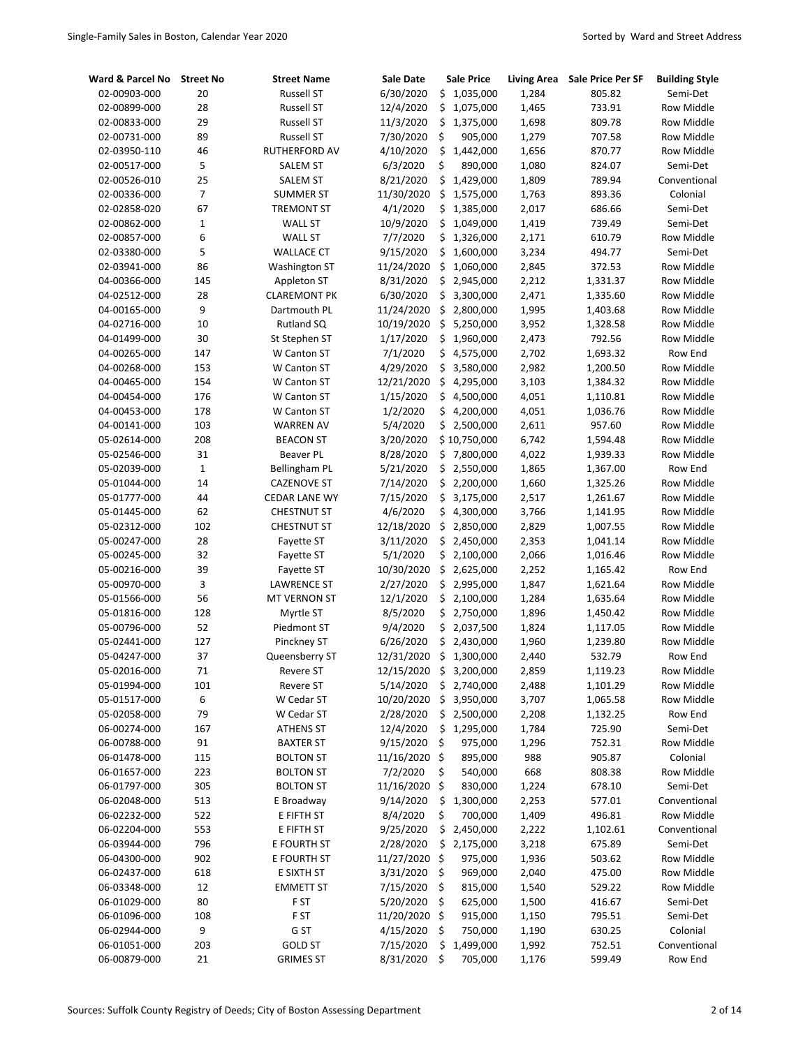| Ward & Parcel No | Street No | Street Name | Sale Date | Sale Price | Living Area | Sale Price Per SF | Building Style |
|---|---|---|---|---|---|---|---|
| 02-00903-000 | 20 | Russell ST | 6/30/2020 | $ 1,035,000 | 1,284 | 805.82 | Semi-Det |
| 02-00899-000 | 28 | Russell ST | 12/4/2020 | $ 1,075,000 | 1,465 | 733.91 | Row Middle |
| 02-00833-000 | 29 | Russell ST | 11/3/2020 | $ 1,375,000 | 1,698 | 809.78 | Row Middle |
| 02-00731-000 | 89 | Russell ST | 7/30/2020 | $ 905,000 | 1,279 | 707.58 | Row Middle |
| 02-03950-110 | 46 | RUTHERFORD AV | 4/10/2020 | $ 1,442,000 | 1,656 | 870.77 | Row Middle |
| 02-00517-000 | 5 | SALEM ST | 6/3/2020 | $ 890,000 | 1,080 | 824.07 | Semi-Det |
| 02-00526-010 | 25 | SALEM ST | 8/21/2020 | $ 1,429,000 | 1,809 | 789.94 | Conventional |
| 02-00336-000 | 7 | SUMMER ST | 11/30/2020 | $ 1,575,000 | 1,763 | 893.36 | Colonial |
| 02-02858-020 | 67 | TREMONT ST | 4/1/2020 | $ 1,385,000 | 2,017 | 686.66 | Semi-Det |
| 02-00862-000 | 1 | WALL ST | 10/9/2020 | $ 1,049,000 | 1,419 | 739.49 | Semi-Det |
| 02-00857-000 | 6 | WALL ST | 7/7/2020 | $ 1,326,000 | 2,171 | 610.79 | Row Middle |
| 02-03380-000 | 5 | WALLACE CT | 9/15/2020 | $ 1,600,000 | 3,234 | 494.77 | Semi-Det |
| 02-03941-000 | 86 | Washington ST | 11/24/2020 | $ 1,060,000 | 2,845 | 372.53 | Row Middle |
| 04-00366-000 | 145 | Appleton ST | 8/31/2020 | $ 2,945,000 | 2,212 | 1,331.37 | Row Middle |
| 04-02512-000 | 28 | CLAREMONT PK | 6/30/2020 | $ 3,300,000 | 2,471 | 1,335.60 | Row Middle |
| 04-00165-000 | 9 | Dartmouth PL | 11/24/2020 | $ 2,800,000 | 1,995 | 1,403.68 | Row Middle |
| 04-02716-000 | 10 | Rutland SQ | 10/19/2020 | $ 5,250,000 | 3,952 | 1,328.58 | Row Middle |
| 04-01499-000 | 30 | St Stephen ST | 1/17/2020 | $ 1,960,000 | 2,473 | 792.56 | Row Middle |
| 04-00265-000 | 147 | W Canton ST | 7/1/2020 | $ 4,575,000 | 2,702 | 1,693.32 | Row End |
| 04-00268-000 | 153 | W Canton ST | 4/29/2020 | $ 3,580,000 | 2,982 | 1,200.50 | Row Middle |
| 04-00465-000 | 154 | W Canton ST | 12/21/2020 | $ 4,295,000 | 3,103 | 1,384.32 | Row Middle |
| 04-00454-000 | 176 | W Canton ST | 1/15/2020 | $ 4,500,000 | 4,051 | 1,110.81 | Row Middle |
| 04-00453-000 | 178 | W Canton ST | 1/2/2020 | $ 4,200,000 | 4,051 | 1,036.76 | Row Middle |
| 04-00141-000 | 103 | WARREN AV | 5/4/2020 | $ 2,500,000 | 2,611 | 957.60 | Row Middle |
| 05-02614-000 | 208 | BEACON ST | 3/20/2020 | $ 10,750,000 | 6,742 | 1,594.48 | Row Middle |
| 05-02546-000 | 31 | Beaver PL | 8/28/2020 | $ 7,800,000 | 4,022 | 1,939.33 | Row Middle |
| 05-02039-000 | 1 | Bellingham PL | 5/21/2020 | $ 2,550,000 | 1,865 | 1,367.00 | Row End |
| 05-01044-000 | 14 | CAZENOVE ST | 7/14/2020 | $ 2,200,000 | 1,660 | 1,325.26 | Row Middle |
| 05-01777-000 | 44 | CEDAR LANE WY | 7/15/2020 | $ 3,175,000 | 2,517 | 1,261.67 | Row Middle |
| 05-01445-000 | 62 | CHESTNUT ST | 4/6/2020 | $ 4,300,000 | 3,766 | 1,141.95 | Row Middle |
| 05-02312-000 | 102 | CHESTNUT ST | 12/18/2020 | $ 2,850,000 | 2,829 | 1,007.55 | Row Middle |
| 05-00247-000 | 28 | Fayette ST | 3/11/2020 | $ 2,450,000 | 2,353 | 1,041.14 | Row Middle |
| 05-00245-000 | 32 | Fayette ST | 5/1/2020 | $ 2,100,000 | 2,066 | 1,016.46 | Row Middle |
| 05-00216-000 | 39 | Fayette ST | 10/30/2020 | $ 2,625,000 | 2,252 | 1,165.42 | Row End |
| 05-00970-000 | 3 | LAWRENCE ST | 2/27/2020 | $ 2,995,000 | 1,847 | 1,621.64 | Row Middle |
| 05-01566-000 | 56 | MT VERNON ST | 12/1/2020 | $ 2,100,000 | 1,284 | 1,635.64 | Row Middle |
| 05-01816-000 | 128 | Myrtle ST | 8/5/2020 | $ 2,750,000 | 1,896 | 1,450.42 | Row Middle |
| 05-00796-000 | 52 | Piedmont ST | 9/4/2020 | $ 2,037,500 | 1,824 | 1,117.05 | Row Middle |
| 05-02441-000 | 127 | Pinckney ST | 6/26/2020 | $ 2,430,000 | 1,960 | 1,239.80 | Row Middle |
| 05-04247-000 | 37 | Queensberry ST | 12/31/2020 | $ 1,300,000 | 2,440 | 532.79 | Row End |
| 05-02016-000 | 71 | Revere ST | 12/15/2020 | $ 3,200,000 | 2,859 | 1,119.23 | Row Middle |
| 05-01994-000 | 101 | Revere ST | 5/14/2020 | $ 2,740,000 | 2,488 | 1,101.29 | Row Middle |
| 05-01517-000 | 6 | W Cedar ST | 10/20/2020 | $ 3,950,000 | 3,707 | 1,065.58 | Row Middle |
| 05-02058-000 | 79 | W Cedar ST | 2/28/2020 | $ 2,500,000 | 2,208 | 1,132.25 | Row End |
| 06-00274-000 | 167 | ATHENS ST | 12/4/2020 | $ 1,295,000 | 1,784 | 725.90 | Semi-Det |
| 06-00788-000 | 91 | BAXTER ST | 9/15/2020 | $ 975,000 | 1,296 | 752.31 | Row Middle |
| 06-01478-000 | 115 | BOLTON ST | 11/16/2020 | $ 895,000 | 988 | 905.87 | Colonial |
| 06-01657-000 | 223 | BOLTON ST | 7/2/2020 | $ 540,000 | 668 | 808.38 | Row Middle |
| 06-01797-000 | 305 | BOLTON ST | 11/16/2020 | $ 830,000 | 1,224 | 678.10 | Semi-Det |
| 06-02048-000 | 513 | E Broadway | 9/14/2020 | $ 1,300,000 | 2,253 | 577.01 | Conventional |
| 06-02232-000 | 522 | E FIFTH ST | 8/4/2020 | $ 700,000 | 1,409 | 496.81 | Row Middle |
| 06-02204-000 | 553 | E FIFTH ST | 9/25/2020 | $ 2,450,000 | 2,222 | 1,102.61 | Conventional |
| 06-03944-000 | 796 | E FOURTH ST | 2/28/2020 | $ 2,175,000 | 3,218 | 675.89 | Semi-Det |
| 06-04300-000 | 902 | E FOURTH ST | 11/27/2020 | $ 975,000 | 1,936 | 503.62 | Row Middle |
| 06-02437-000 | 618 | E SIXTH ST | 3/31/2020 | $ 969,000 | 2,040 | 475.00 | Row Middle |
| 06-03348-000 | 12 | EMMETT ST | 7/15/2020 | $ 815,000 | 1,540 | 529.22 | Row Middle |
| 06-01029-000 | 80 | F ST | 5/20/2020 | $ 625,000 | 1,500 | 416.67 | Semi-Det |
| 06-01096-000 | 108 | F ST | 11/20/2020 | $ 915,000 | 1,150 | 795.51 | Semi-Det |
| 06-02944-000 | 9 | G ST | 4/15/2020 | $ 750,000 | 1,190 | 630.25 | Colonial |
| 06-01051-000 | 203 | GOLD ST | 7/15/2020 | $ 1,499,000 | 1,992 | 752.51 | Conventional |
| 06-00879-000 | 21 | GRIMES ST | 8/31/2020 | $ 705,000 | 1,176 | 599.49 | Row End |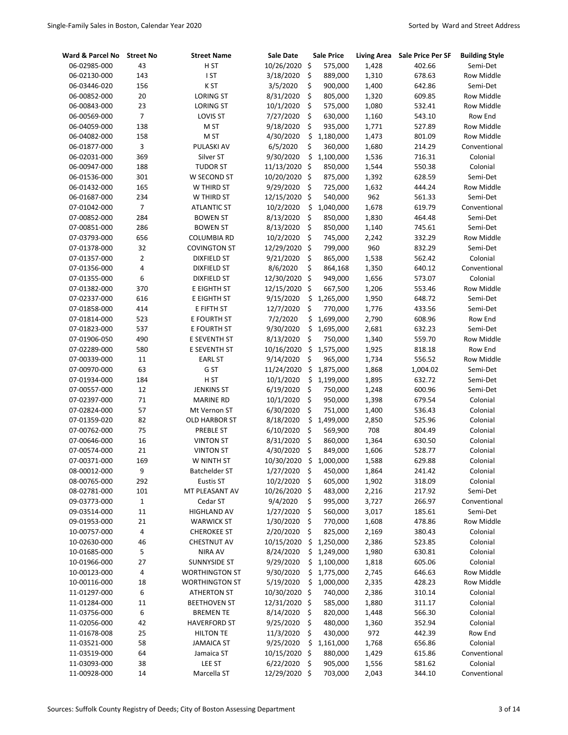| Ward & Parcel No | Street No | Street Name | Sale Date | Sale Price | Living Area | Sale Price Per SF | Building Style |
|---|---|---|---|---|---|---|---|
| 06-02985-000 | 43 | H ST | 10/26/2020 | $ 575,000 | 1,428 | 402.66 | Semi-Det |
| 06-02130-000 | 143 | I ST | 3/18/2020 | $ 889,000 | 1,310 | 678.63 | Row Middle |
| 06-03446-020 | 156 | K ST | 3/5/2020 | $ 900,000 | 1,400 | 642.86 | Semi-Det |
| 06-00852-000 | 20 | LORING ST | 8/31/2020 | $ 805,000 | 1,320 | 609.85 | Row Middle |
| 06-00843-000 | 23 | LORING ST | 10/1/2020 | $ 575,000 | 1,080 | 532.41 | Row Middle |
| 06-00569-000 | 7 | LOVIS ST | 7/27/2020 | $ 630,000 | 1,160 | 543.10 | Row End |
| 06-04059-000 | 138 | M ST | 9/18/2020 | $ 935,000 | 1,771 | 527.89 | Row Middle |
| 06-04082-000 | 158 | M ST | 4/30/2020 | $ 1,180,000 | 1,473 | 801.09 | Row Middle |
| 06-01877-000 | 3 | PULASKI AV | 6/5/2020 | $ 360,000 | 1,680 | 214.29 | Conventional |
| 06-02031-000 | 369 | Silver ST | 9/30/2020 | $ 1,100,000 | 1,536 | 716.31 | Colonial |
| 06-00947-000 | 188 | TUDOR ST | 11/13/2020 | $ 850,000 | 1,544 | 550.38 | Colonial |
| 06-01536-000 | 301 | W SECOND ST | 10/20/2020 | $ 875,000 | 1,392 | 628.59 | Semi-Det |
| 06-01432-000 | 165 | W THIRD ST | 9/29/2020 | $ 725,000 | 1,632 | 444.24 | Row Middle |
| 06-01687-000 | 234 | W THIRD ST | 12/15/2020 | $ 540,000 | 962 | 561.33 | Semi-Det |
| 07-01042-000 | 7 | ATLANTIC ST | 10/2/2020 | $ 1,040,000 | 1,678 | 619.79 | Conventional |
| 07-00852-000 | 284 | BOWEN ST | 8/13/2020 | $ 850,000 | 1,830 | 464.48 | Semi-Det |
| 07-00851-000 | 286 | BOWEN ST | 8/13/2020 | $ 850,000 | 1,140 | 745.61 | Semi-Det |
| 07-03793-000 | 656 | COLUMBIA RD | 10/2/2020 | $ 745,000 | 2,242 | 332.29 | Row Middle |
| 07-01378-000 | 32 | COVINGTON ST | 12/29/2020 | $ 799,000 | 960 | 832.29 | Semi-Det |
| 07-01357-000 | 2 | DIXFIELD ST | 9/21/2020 | $ 865,000 | 1,538 | 562.42 | Colonial |
| 07-01356-000 | 4 | DIXFIELD ST | 8/6/2020 | $ 864,168 | 1,350 | 640.12 | Conventional |
| 07-01355-000 | 6 | DIXFIELD ST | 12/30/2020 | $ 949,000 | 1,656 | 573.07 | Colonial |
| 07-01382-000 | 370 | E EIGHTH ST | 12/15/2020 | $ 667,500 | 1,206 | 553.46 | Row Middle |
| 07-02337-000 | 616 | E EIGHTH ST | 9/15/2020 | $ 1,265,000 | 1,950 | 648.72 | Semi-Det |
| 07-01858-000 | 414 | E FIFTH ST | 12/7/2020 | $ 770,000 | 1,776 | 433.56 | Semi-Det |
| 07-01814-000 | 523 | E FOURTH ST | 7/2/2020 | $ 1,699,000 | 2,790 | 608.96 | Row End |
| 07-01823-000 | 537 | E FOURTH ST | 9/30/2020 | $ 1,695,000 | 2,681 | 632.23 | Semi-Det |
| 07-01906-050 | 490 | E SEVENTH ST | 8/13/2020 | $ 750,000 | 1,340 | 559.70 | Row Middle |
| 07-02289-000 | 580 | E SEVENTH ST | 10/16/2020 | $ 1,575,000 | 1,925 | 818.18 | Row End |
| 07-00339-000 | 11 | EARL ST | 9/14/2020 | $ 965,000 | 1,734 | 556.52 | Row Middle |
| 07-00970-000 | 63 | G ST | 11/24/2020 | $ 1,875,000 | 1,868 | 1,004.02 | Semi-Det |
| 07-01934-000 | 184 | H ST | 10/1/2020 | $ 1,199,000 | 1,895 | 632.72 | Semi-Det |
| 07-00557-000 | 12 | JENKINS ST | 6/19/2020 | $ 750,000 | 1,248 | 600.96 | Semi-Det |
| 07-02397-000 | 71 | MARINE RD | 10/1/2020 | $ 950,000 | 1,398 | 679.54 | Colonial |
| 07-02824-000 | 57 | Mt Vernon ST | 6/30/2020 | $ 751,000 | 1,400 | 536.43 | Colonial |
| 07-01359-020 | 82 | OLD HARBOR ST | 8/18/2020 | $ 1,499,000 | 2,850 | 525.96 | Colonial |
| 07-00762-000 | 75 | PREBLE ST | 6/10/2020 | $ 569,900 | 708 | 804.49 | Colonial |
| 07-00646-000 | 16 | VINTON ST | 8/31/2020 | $ 860,000 | 1,364 | 630.50 | Colonial |
| 07-00574-000 | 21 | VINTON ST | 4/30/2020 | $ 849,000 | 1,606 | 528.77 | Colonial |
| 07-00371-000 | 169 | W NINTH ST | 10/30/2020 | $ 1,000,000 | 1,588 | 629.88 | Colonial |
| 08-00012-000 | 9 | Batchelder ST | 1/27/2020 | $ 450,000 | 1,864 | 241.42 | Colonial |
| 08-00765-000 | 292 | Eustis ST | 10/2/2020 | $ 605,000 | 1,902 | 318.09 | Colonial |
| 08-02781-000 | 101 | MT PLEASANT AV | 10/26/2020 | $ 483,000 | 2,216 | 217.92 | Semi-Det |
| 09-03773-000 | 1 | Cedar ST | 9/4/2020 | $ 995,000 | 3,727 | 266.97 | Conventional |
| 09-03514-000 | 11 | HIGHLAND AV | 1/27/2020 | $ 560,000 | 3,017 | 185.61 | Semi-Det |
| 09-01953-000 | 21 | WARWICK ST | 1/30/2020 | $ 770,000 | 1,608 | 478.86 | Row Middle |
| 10-00757-000 | 4 | CHEROKEE ST | 2/20/2020 | $ 825,000 | 2,169 | 380.43 | Colonial |
| 10-02630-000 | 46 | CHESTNUT AV | 10/15/2020 | $ 1,250,000 | 2,386 | 523.85 | Colonial |
| 10-01685-000 | 5 | NIRA AV | 8/24/2020 | $ 1,249,000 | 1,980 | 630.81 | Colonial |
| 10-01966-000 | 27 | SUNNYSIDE ST | 9/29/2020 | $ 1,100,000 | 1,818 | 605.06 | Colonial |
| 10-00123-000 | 4 | WORTHINGTON ST | 9/30/2020 | $ 1,775,000 | 2,745 | 646.63 | Row Middle |
| 10-00116-000 | 18 | WORTHINGTON ST | 5/19/2020 | $ 1,000,000 | 2,335 | 428.23 | Row Middle |
| 11-01297-000 | 6 | ATHERTON ST | 10/30/2020 | $ 740,000 | 2,386 | 310.14 | Colonial |
| 11-01284-000 | 11 | BEETHOVEN ST | 12/31/2020 | $ 585,000 | 1,880 | 311.17 | Colonial |
| 11-03756-000 | 6 | BREMEN TE | 8/14/2020 | $ 820,000 | 1,448 | 566.30 | Colonial |
| 11-02056-000 | 42 | HAVERFORD ST | 9/25/2020 | $ 480,000 | 1,360 | 352.94 | Colonial |
| 11-01678-008 | 25 | HILTON TE | 11/3/2020 | $ 430,000 | 972 | 442.39 | Row End |
| 11-03521-000 | 58 | JAMAICA ST | 9/25/2020 | $ 1,161,000 | 1,768 | 656.86 | Colonial |
| 11-03519-000 | 64 | Jamaica ST | 10/15/2020 | $ 880,000 | 1,429 | 615.86 | Conventional |
| 11-03093-000 | 38 | LEE ST | 6/22/2020 | $ 905,000 | 1,556 | 581.62 | Colonial |
| 11-00928-000 | 14 | Marcella ST | 12/29/2020 | $ 703,000 | 2,043 | 344.10 | Conventional |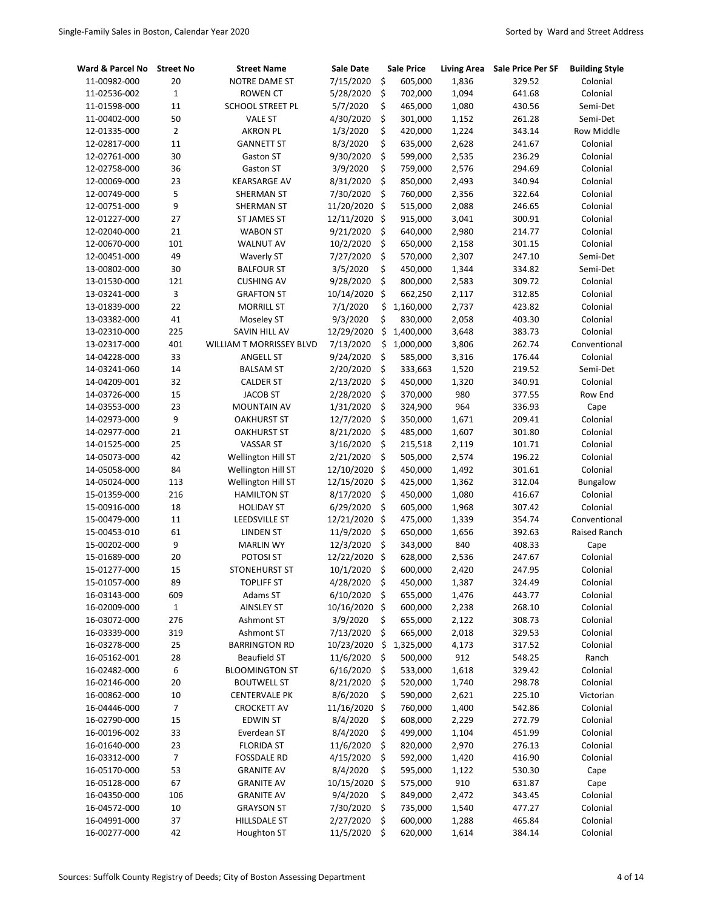| Ward & Parcel No | Street No | Street Name | Sale Date | Sale Price | Living Area | Sale Price Per SF | Building Style |
|---|---|---|---|---|---|---|---|
| 11-00982-000 | 20 | NOTRE DAME ST | 7/15/2020 | $ 605,000 | 1,836 | 329.52 | Colonial |
| 11-02536-002 | 1 | ROWEN CT | 5/28/2020 | $ 702,000 | 1,094 | 641.68 | Colonial |
| 11-01598-000 | 11 | SCHOOL STREET PL | 5/7/2020 | $ 465,000 | 1,080 | 430.56 | Semi-Det |
| 11-00402-000 | 50 | VALE ST | 4/30/2020 | $ 301,000 | 1,152 | 261.28 | Semi-Det |
| 12-01335-000 | 2 | AKRON PL | 1/3/2020 | $ 420,000 | 1,224 | 343.14 | Row Middle |
| 12-02817-000 | 11 | GANNETT ST | 8/3/2020 | $ 635,000 | 2,628 | 241.67 | Colonial |
| 12-02761-000 | 30 | Gaston ST | 9/30/2020 | $ 599,000 | 2,535 | 236.29 | Colonial |
| 12-02758-000 | 36 | Gaston ST | 3/9/2020 | $ 759,000 | 2,576 | 294.69 | Colonial |
| 12-00069-000 | 23 | KEARSARGE AV | 8/31/2020 | $ 850,000 | 2,493 | 340.94 | Colonial |
| 12-00749-000 | 5 | SHERMAN ST | 7/30/2020 | $ 760,000 | 2,356 | 322.64 | Colonial |
| 12-00751-000 | 9 | SHERMAN ST | 11/20/2020 | $ 515,000 | 2,088 | 246.65 | Colonial |
| 12-01227-000 | 27 | ST JAMES ST | 12/11/2020 | $ 915,000 | 3,041 | 300.91 | Colonial |
| 12-02040-000 | 21 | WABON ST | 9/21/2020 | $ 640,000 | 2,980 | 214.77 | Colonial |
| 12-00670-000 | 101 | WALNUT AV | 10/2/2020 | $ 650,000 | 2,158 | 301.15 | Colonial |
| 12-00451-000 | 49 | Waverly ST | 7/27/2020 | $ 570,000 | 2,307 | 247.10 | Semi-Det |
| 13-00802-000 | 30 | BALFOUR ST | 3/5/2020 | $ 450,000 | 1,344 | 334.82 | Semi-Det |
| 13-01530-000 | 121 | CUSHING AV | 9/28/2020 | $ 800,000 | 2,583 | 309.72 | Colonial |
| 13-03241-000 | 3 | GRAFTON ST | 10/14/2020 | $ 662,250 | 2,117 | 312.85 | Colonial |
| 13-01839-000 | 22 | MORRILL ST | 7/1/2020 | $ 1,160,000 | 2,737 | 423.82 | Colonial |
| 13-03382-000 | 41 | Moseley ST | 9/3/2020 | $ 830,000 | 2,058 | 403.30 | Colonial |
| 13-02310-000 | 225 | SAVIN HILL AV | 12/29/2020 | $ 1,400,000 | 3,648 | 383.73 | Colonial |
| 13-02317-000 | 401 | WILLIAM T MORRISSEY BLVD | 7/13/2020 | $ 1,000,000 | 3,806 | 262.74 | Conventional |
| 14-04228-000 | 33 | ANGELL ST | 9/24/2020 | $ 585,000 | 3,316 | 176.44 | Colonial |
| 14-03241-060 | 14 | BALSAM ST | 2/20/2020 | $ 333,663 | 1,520 | 219.52 | Semi-Det |
| 14-04209-001 | 32 | CALDER ST | 2/13/2020 | $ 450,000 | 1,320 | 340.91 | Colonial |
| 14-03726-000 | 15 | JACOB ST | 2/28/2020 | $ 370,000 | 980 | 377.55 | Row End |
| 14-03553-000 | 23 | MOUNTAIN AV | 1/31/2020 | $ 324,900 | 964 | 336.93 | Cape |
| 14-02973-000 | 9 | OAKHURST ST | 12/7/2020 | $ 350,000 | 1,671 | 209.41 | Colonial |
| 14-02977-000 | 21 | OAKHURST ST | 8/21/2020 | $ 485,000 | 1,607 | 301.80 | Colonial |
| 14-01525-000 | 25 | VASSAR ST | 3/16/2020 | $ 215,518 | 2,119 | 101.71 | Colonial |
| 14-05073-000 | 42 | Wellington Hill ST | 2/21/2020 | $ 505,000 | 2,574 | 196.22 | Colonial |
| 14-05058-000 | 84 | Wellington Hill ST | 12/10/2020 | $ 450,000 | 1,492 | 301.61 | Colonial |
| 14-05024-000 | 113 | Wellington Hill ST | 12/15/2020 | $ 425,000 | 1,362 | 312.04 | Bungalow |
| 15-01359-000 | 216 | HAMILTON ST | 8/17/2020 | $ 450,000 | 1,080 | 416.67 | Colonial |
| 15-00916-000 | 18 | HOLIDAY ST | 6/29/2020 | $ 605,000 | 1,968 | 307.42 | Colonial |
| 15-00479-000 | 11 | LEEDSVILLE ST | 12/21/2020 | $ 475,000 | 1,339 | 354.74 | Conventional |
| 15-00453-010 | 61 | LINDEN ST | 11/9/2020 | $ 650,000 | 1,656 | 392.63 | Raised Ranch |
| 15-00202-000 | 9 | MARLIN WY | 12/3/2020 | $ 343,000 | 840 | 408.33 | Cape |
| 15-01689-000 | 20 | POTOSI ST | 12/22/2020 | $ 628,000 | 2,536 | 247.67 | Colonial |
| 15-01277-000 | 15 | STONEHURST ST | 10/1/2020 | $ 600,000 | 2,420 | 247.95 | Colonial |
| 15-01057-000 | 89 | TOPLIFF ST | 4/28/2020 | $ 450,000 | 1,387 | 324.49 | Colonial |
| 16-03143-000 | 609 | Adams ST | 6/10/2020 | $ 655,000 | 1,476 | 443.77 | Colonial |
| 16-02009-000 | 1 | AINSLEY ST | 10/16/2020 | $ 600,000 | 2,238 | 268.10 | Colonial |
| 16-03072-000 | 276 | Ashmont ST | 3/9/2020 | $ 655,000 | 2,122 | 308.73 | Colonial |
| 16-03339-000 | 319 | Ashmont ST | 7/13/2020 | $ 665,000 | 2,018 | 329.53 | Colonial |
| 16-03278-000 | 25 | BARRINGTON RD | 10/23/2020 | $ 1,325,000 | 4,173 | 317.52 | Colonial |
| 16-05162-001 | 28 | Beaufield ST | 11/6/2020 | $ 500,000 | 912 | 548.25 | Ranch |
| 16-02482-000 | 6 | BLOOMINGTON ST | 6/16/2020 | $ 533,000 | 1,618 | 329.42 | Colonial |
| 16-02146-000 | 20 | BOUTWELL ST | 8/21/2020 | $ 520,000 | 1,740 | 298.78 | Colonial |
| 16-00862-000 | 10 | CENTERVALE PK | 8/6/2020 | $ 590,000 | 2,621 | 225.10 | Victorian |
| 16-04446-000 | 7 | CROCKETT AV | 11/16/2020 | $ 760,000 | 1,400 | 542.86 | Colonial |
| 16-02790-000 | 15 | EDWIN ST | 8/4/2020 | $ 608,000 | 2,229 | 272.79 | Colonial |
| 16-00196-002 | 33 | Everdean ST | 8/4/2020 | $ 499,000 | 1,104 | 451.99 | Colonial |
| 16-01640-000 | 23 | FLORIDA ST | 11/6/2020 | $ 820,000 | 2,970 | 276.13 | Colonial |
| 16-03312-000 | 7 | FOSSDALE RD | 4/15/2020 | $ 592,000 | 1,420 | 416.90 | Colonial |
| 16-05170-000 | 53 | GRANITE AV | 8/4/2020 | $ 595,000 | 1,122 | 530.30 | Cape |
| 16-05128-000 | 67 | GRANITE AV | 10/15/2020 | $ 575,000 | 910 | 631.87 | Cape |
| 16-04350-000 | 106 | GRANITE AV | 9/4/2020 | $ 849,000 | 2,472 | 343.45 | Colonial |
| 16-04572-000 | 10 | GRAYSON ST | 7/30/2020 | $ 735,000 | 1,540 | 477.27 | Colonial |
| 16-04991-000 | 37 | HILLSDALE ST | 2/27/2020 | $ 600,000 | 1,288 | 465.84 | Colonial |
| 16-00277-000 | 42 | Houghton ST | 11/5/2020 | $ 620,000 | 1,614 | 384.14 | Colonial |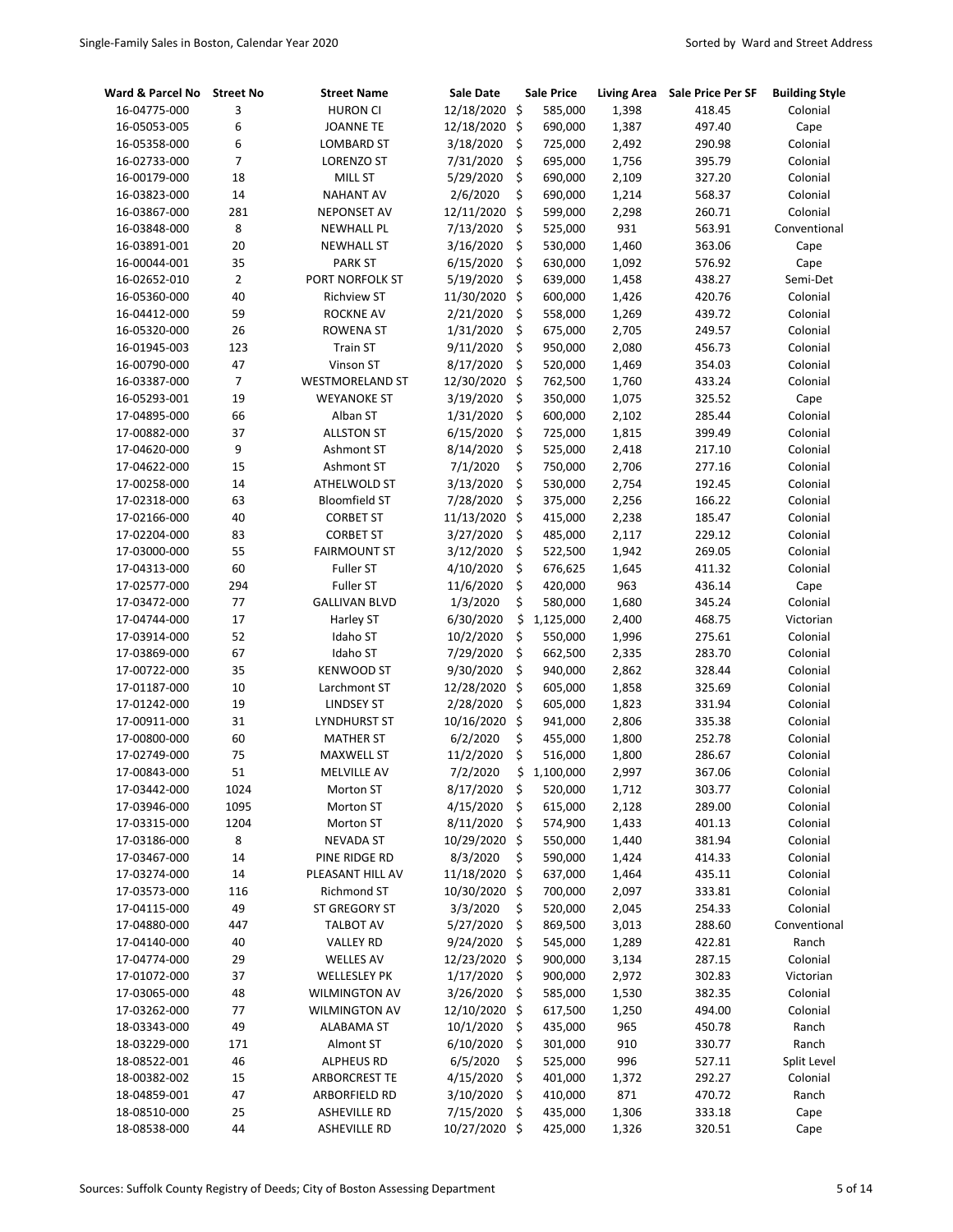| Ward & Parcel No | Street No | Street Name | Sale Date | Sale Price | Living Area | Sale Price Per SF | Building Style |
|---|---|---|---|---|---|---|---|
| 16-04775-000 | 3 | HURON CI | 12/18/2020 | $ 585,000 | 1,398 | 418.45 | Colonial |
| 16-05053-005 | 6 | JOANNE TE | 12/18/2020 | $ 690,000 | 1,387 | 497.40 | Cape |
| 16-05358-000 | 6 | LOMBARD ST | 3/18/2020 | $ 725,000 | 2,492 | 290.98 | Colonial |
| 16-02733-000 | 7 | LORENZO ST | 7/31/2020 | $ 695,000 | 1,756 | 395.79 | Colonial |
| 16-00179-000 | 18 | MILL ST | 5/29/2020 | $ 690,000 | 2,109 | 327.20 | Colonial |
| 16-03823-000 | 14 | NAHANT AV | 2/6/2020 | $ 690,000 | 1,214 | 568.37 | Colonial |
| 16-03867-000 | 281 | NEPONSET AV | 12/11/2020 | $ 599,000 | 2,298 | 260.71 | Colonial |
| 16-03848-000 | 8 | NEWHALL PL | 7/13/2020 | $ 525,000 | 931 | 563.91 | Conventional |
| 16-03891-001 | 20 | NEWHALL ST | 3/16/2020 | $ 530,000 | 1,460 | 363.06 | Cape |
| 16-00044-001 | 35 | PARK ST | 6/15/2020 | $ 630,000 | 1,092 | 576.92 | Cape |
| 16-02652-010 | 2 | PORT NORFOLK ST | 5/19/2020 | $ 639,000 | 1,458 | 438.27 | Semi-Det |
| 16-05360-000 | 40 | Richview ST | 11/30/2020 | $ 600,000 | 1,426 | 420.76 | Colonial |
| 16-04412-000 | 59 | ROCKNE AV | 2/21/2020 | $ 558,000 | 1,269 | 439.72 | Colonial |
| 16-05320-000 | 26 | ROWENA ST | 1/31/2020 | $ 675,000 | 2,705 | 249.57 | Colonial |
| 16-01945-003 | 123 | Train ST | 9/11/2020 | $ 950,000 | 2,080 | 456.73 | Colonial |
| 16-00790-000 | 47 | Vinson ST | 8/17/2020 | $ 520,000 | 1,469 | 354.03 | Colonial |
| 16-03387-000 | 7 | WESTMORELAND ST | 12/30/2020 | $ 762,500 | 1,760 | 433.24 | Colonial |
| 16-05293-001 | 19 | WEYANOKE ST | 3/19/2020 | $ 350,000 | 1,075 | 325.52 | Cape |
| 17-04895-000 | 66 | Alban ST | 1/31/2020 | $ 600,000 | 2,102 | 285.44 | Colonial |
| 17-00882-000 | 37 | ALLSTON ST | 6/15/2020 | $ 725,000 | 1,815 | 399.49 | Colonial |
| 17-04620-000 | 9 | Ashmont ST | 8/14/2020 | $ 525,000 | 2,418 | 217.10 | Colonial |
| 17-04622-000 | 15 | Ashmont ST | 7/1/2020 | $ 750,000 | 2,706 | 277.16 | Colonial |
| 17-00258-000 | 14 | ATHELWOLD ST | 3/13/2020 | $ 530,000 | 2,754 | 192.45 | Colonial |
| 17-02318-000 | 63 | Bloomfield ST | 7/28/2020 | $ 375,000 | 2,256 | 166.22 | Colonial |
| 17-02166-000 | 40 | CORBET ST | 11/13/2020 | $ 415,000 | 2,238 | 185.47 | Colonial |
| 17-02204-000 | 83 | CORBET ST | 3/27/2020 | $ 485,000 | 2,117 | 229.12 | Colonial |
| 17-03000-000 | 55 | FAIRMOUNT ST | 3/12/2020 | $ 522,500 | 1,942 | 269.05 | Colonial |
| 17-04313-000 | 60 | Fuller ST | 4/10/2020 | $ 676,625 | 1,645 | 411.32 | Colonial |
| 17-02577-000 | 294 | Fuller ST | 11/6/2020 | $ 420,000 | 963 | 436.14 | Cape |
| 17-03472-000 | 77 | GALLIVAN BLVD | 1/3/2020 | $ 580,000 | 1,680 | 345.24 | Colonial |
| 17-04744-000 | 17 | Harley ST | 6/30/2020 | $ 1,125,000 | 2,400 | 468.75 | Victorian |
| 17-03914-000 | 52 | Idaho ST | 10/2/2020 | $ 550,000 | 1,996 | 275.61 | Colonial |
| 17-03869-000 | 67 | Idaho ST | 7/29/2020 | $ 662,500 | 2,335 | 283.70 | Colonial |
| 17-00722-000 | 35 | KENWOOD ST | 9/30/2020 | $ 940,000 | 2,862 | 328.44 | Colonial |
| 17-01187-000 | 10 | Larchmont ST | 12/28/2020 | $ 605,000 | 1,858 | 325.69 | Colonial |
| 17-01242-000 | 19 | LINDSEY ST | 2/28/2020 | $ 605,000 | 1,823 | 331.94 | Colonial |
| 17-00911-000 | 31 | LYNDHURST ST | 10/16/2020 | $ 941,000 | 2,806 | 335.38 | Colonial |
| 17-00800-000 | 60 | MATHER ST | 6/2/2020 | $ 455,000 | 1,800 | 252.78 | Colonial |
| 17-02749-000 | 75 | MAXWELL ST | 11/2/2020 | $ 516,000 | 1,800 | 286.67 | Colonial |
| 17-00843-000 | 51 | MELVILLE AV | 7/2/2020 | $ 1,100,000 | 2,997 | 367.06 | Colonial |
| 17-03442-000 | 1024 | Morton ST | 8/17/2020 | $ 520,000 | 1,712 | 303.77 | Colonial |
| 17-03946-000 | 1095 | Morton ST | 4/15/2020 | $ 615,000 | 2,128 | 289.00 | Colonial |
| 17-03315-000 | 1204 | Morton ST | 8/11/2020 | $ 574,900 | 1,433 | 401.13 | Colonial |
| 17-03186-000 | 8 | NEVADA ST | 10/29/2020 | $ 550,000 | 1,440 | 381.94 | Colonial |
| 17-03467-000 | 14 | PINE RIDGE RD | 8/3/2020 | $ 590,000 | 1,424 | 414.33 | Colonial |
| 17-03274-000 | 14 | PLEASANT HILL AV | 11/18/2020 | $ 637,000 | 1,464 | 435.11 | Colonial |
| 17-03573-000 | 116 | Richmond ST | 10/30/2020 | $ 700,000 | 2,097 | 333.81 | Colonial |
| 17-04115-000 | 49 | ST GREGORY ST | 3/3/2020 | $ 520,000 | 2,045 | 254.33 | Colonial |
| 17-04880-000 | 447 | TALBOT AV | 5/27/2020 | $ 869,500 | 3,013 | 288.60 | Conventional |
| 17-04140-000 | 40 | VALLEY RD | 9/24/2020 | $ 545,000 | 1,289 | 422.81 | Ranch |
| 17-04774-000 | 29 | WELLES AV | 12/23/2020 | $ 900,000 | 3,134 | 287.15 | Colonial |
| 17-01072-000 | 37 | WELLESLEY PK | 1/17/2020 | $ 900,000 | 2,972 | 302.83 | Victorian |
| 17-03065-000 | 48 | WILMINGTON AV | 3/26/2020 | $ 585,000 | 1,530 | 382.35 | Colonial |
| 17-03262-000 | 77 | WILMINGTON AV | 12/10/2020 | $ 617,500 | 1,250 | 494.00 | Colonial |
| 18-03343-000 | 49 | ALABAMA ST | 10/1/2020 | $ 435,000 | 965 | 450.78 | Ranch |
| 18-03229-000 | 171 | Almont ST | 6/10/2020 | $ 301,000 | 910 | 330.77 | Ranch |
| 18-08522-001 | 46 | ALPHEUS RD | 6/5/2020 | $ 525,000 | 996 | 527.11 | Split Level |
| 18-00382-002 | 15 | ARBORCREST TE | 4/15/2020 | $ 401,000 | 1,372 | 292.27 | Colonial |
| 18-04859-001 | 47 | ARBORFIELD RD | 3/10/2020 | $ 410,000 | 871 | 470.72 | Ranch |
| 18-08510-000 | 25 | ASHEVILLE RD | 7/15/2020 | $ 435,000 | 1,306 | 333.18 | Cape |
| 18-08538-000 | 44 | ASHEVILLE RD | 10/27/2020 | $ 425,000 | 1,326 | 320.51 | Cape |

Sources: Suffolk County Registry of Deeds; City of Boston Assessing Department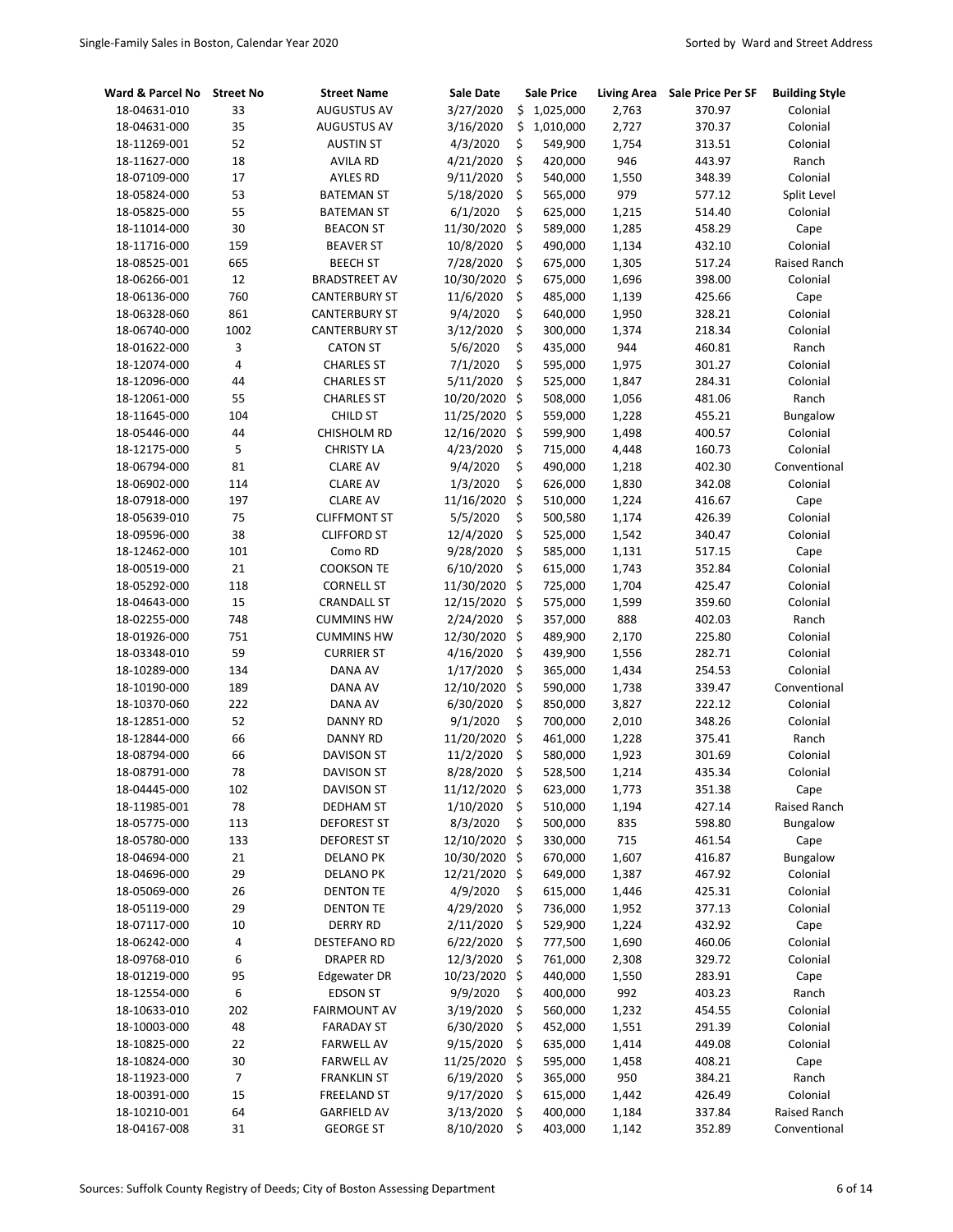| Ward & Parcel No | Street No | Street Name | Sale Date | Sale Price | Living Area | Sale Price Per SF | Building Style |
|---|---|---|---|---|---|---|---|
| 18-04631-010 | 33 | AUGUSTUS AV | 3/27/2020 | $ 1,025,000 | 2,763 | 370.97 | Colonial |
| 18-04631-000 | 35 | AUGUSTUS AV | 3/16/2020 | $ 1,010,000 | 2,727 | 370.37 | Colonial |
| 18-11269-001 | 52 | AUSTIN ST | 4/3/2020 | $ 549,900 | 1,754 | 313.51 | Colonial |
| 18-11627-000 | 18 | AVILA RD | 4/21/2020 | $ 420,000 | 946 | 443.97 | Ranch |
| 18-07109-000 | 17 | AYLES RD | 9/11/2020 | $ 540,000 | 1,550 | 348.39 | Colonial |
| 18-05824-000 | 53 | BATEMAN ST | 5/18/2020 | $ 565,000 | 979 | 577.12 | Split Level |
| 18-05825-000 | 55 | BATEMAN ST | 6/1/2020 | $ 625,000 | 1,215 | 514.40 | Colonial |
| 18-11014-000 | 30 | BEACON ST | 11/30/2020 | $ 589,000 | 1,285 | 458.29 | Cape |
| 18-11716-000 | 159 | BEAVER ST | 10/8/2020 | $ 490,000 | 1,134 | 432.10 | Colonial |
| 18-08525-001 | 665 | BEECH ST | 7/28/2020 | $ 675,000 | 1,305 | 517.24 | Raised Ranch |
| 18-06266-001 | 12 | BRADSTREET AV | 10/30/2020 | $ 675,000 | 1,696 | 398.00 | Colonial |
| 18-06136-000 | 760 | CANTERBURY ST | 11/6/2020 | $ 485,000 | 1,139 | 425.66 | Cape |
| 18-06328-060 | 861 | CANTERBURY ST | 9/4/2020 | $ 640,000 | 1,950 | 328.21 | Colonial |
| 18-06740-000 | 1002 | CANTERBURY ST | 3/12/2020 | $ 300,000 | 1,374 | 218.34 | Colonial |
| 18-01622-000 | 3 | CATON ST | 5/6/2020 | $ 435,000 | 944 | 460.81 | Ranch |
| 18-12074-000 | 4 | CHARLES ST | 7/1/2020 | $ 595,000 | 1,975 | 301.27 | Colonial |
| 18-12096-000 | 44 | CHARLES ST | 5/11/2020 | $ 525,000 | 1,847 | 284.31 | Colonial |
| 18-12061-000 | 55 | CHARLES ST | 10/20/2020 | $ 508,000 | 1,056 | 481.06 | Ranch |
| 18-11645-000 | 104 | CHILD ST | 11/25/2020 | $ 559,000 | 1,228 | 455.21 | Bungalow |
| 18-05446-000 | 44 | CHISHOLM RD | 12/16/2020 | $ 599,900 | 1,498 | 400.57 | Colonial |
| 18-12175-000 | 5 | CHRISTY LA | 4/23/2020 | $ 715,000 | 4,448 | 160.73 | Colonial |
| 18-06794-000 | 81 | CLARE AV | 9/4/2020 | $ 490,000 | 1,218 | 402.30 | Conventional |
| 18-06902-000 | 114 | CLARE AV | 1/3/2020 | $ 626,000 | 1,830 | 342.08 | Colonial |
| 18-07918-000 | 197 | CLARE AV | 11/16/2020 | $ 510,000 | 1,224 | 416.67 | Cape |
| 18-05639-010 | 75 | CLIFFMONT ST | 5/5/2020 | $ 500,580 | 1,174 | 426.39 | Colonial |
| 18-09596-000 | 38 | CLIFFORD ST | 12/4/2020 | $ 525,000 | 1,542 | 340.47 | Colonial |
| 18-12462-000 | 101 | Como RD | 9/28/2020 | $ 585,000 | 1,131 | 517.15 | Cape |
| 18-00519-000 | 21 | COOKSON TE | 6/10/2020 | $ 615,000 | 1,743 | 352.84 | Colonial |
| 18-05292-000 | 118 | CORNELL ST | 11/30/2020 | $ 725,000 | 1,704 | 425.47 | Colonial |
| 18-04643-000 | 15 | CRANDALL ST | 12/15/2020 | $ 575,000 | 1,599 | 359.60 | Colonial |
| 18-02255-000 | 748 | CUMMINS HW | 2/24/2020 | $ 357,000 | 888 | 402.03 | Ranch |
| 18-01926-000 | 751 | CUMMINS HW | 12/30/2020 | $ 489,900 | 2,170 | 225.80 | Colonial |
| 18-03348-010 | 59 | CURRIER ST | 4/16/2020 | $ 439,900 | 1,556 | 282.71 | Colonial |
| 18-10289-000 | 134 | DANA AV | 1/17/2020 | $ 365,000 | 1,434 | 254.53 | Colonial |
| 18-10190-000 | 189 | DANA AV | 12/10/2020 | $ 590,000 | 1,738 | 339.47 | Conventional |
| 18-10370-060 | 222 | DANA AV | 6/30/2020 | $ 850,000 | 3,827 | 222.12 | Colonial |
| 18-12851-000 | 52 | DANNY RD | 9/1/2020 | $ 700,000 | 2,010 | 348.26 | Colonial |
| 18-12844-000 | 66 | DANNY RD | 11/20/2020 | $ 461,000 | 1,228 | 375.41 | Ranch |
| 18-08794-000 | 66 | DAVISON ST | 11/2/2020 | $ 580,000 | 1,923 | 301.69 | Colonial |
| 18-08791-000 | 78 | DAVISON ST | 8/28/2020 | $ 528,500 | 1,214 | 435.34 | Colonial |
| 18-04445-000 | 102 | DAVISON ST | 11/12/2020 | $ 623,000 | 1,773 | 351.38 | Cape |
| 18-11985-001 | 78 | DEDHAM ST | 1/10/2020 | $ 510,000 | 1,194 | 427.14 | Raised Ranch |
| 18-05775-000 | 113 | DEFOREST ST | 8/3/2020 | $ 500,000 | 835 | 598.80 | Bungalow |
| 18-05780-000 | 133 | DEFOREST ST | 12/10/2020 | $ 330,000 | 715 | 461.54 | Cape |
| 18-04694-000 | 21 | DELANO PK | 10/30/2020 | $ 670,000 | 1,607 | 416.87 | Bungalow |
| 18-04696-000 | 29 | DELANO PK | 12/21/2020 | $ 649,000 | 1,387 | 467.92 | Colonial |
| 18-05069-000 | 26 | DENTON TE | 4/9/2020 | $ 615,000 | 1,446 | 425.31 | Colonial |
| 18-05119-000 | 29 | DENTON TE | 4/29/2020 | $ 736,000 | 1,952 | 377.13 | Colonial |
| 18-07117-000 | 10 | DERRY RD | 2/11/2020 | $ 529,900 | 1,224 | 432.92 | Cape |
| 18-06242-000 | 4 | DESTEFANO RD | 6/22/2020 | $ 777,500 | 1,690 | 460.06 | Colonial |
| 18-09768-010 | 6 | DRAPER RD | 12/3/2020 | $ 761,000 | 2,308 | 329.72 | Colonial |
| 18-01219-000 | 95 | Edgewater DR | 10/23/2020 | $ 440,000 | 1,550 | 283.91 | Cape |
| 18-12554-000 | 6 | EDSON ST | 9/9/2020 | $ 400,000 | 992 | 403.23 | Ranch |
| 18-10633-010 | 202 | FAIRMOUNT AV | 3/19/2020 | $ 560,000 | 1,232 | 454.55 | Colonial |
| 18-10003-000 | 48 | FARADAY ST | 6/30/2020 | $ 452,000 | 1,551 | 291.39 | Colonial |
| 18-10825-000 | 22 | FARWELL AV | 9/15/2020 | $ 635,000 | 1,414 | 449.08 | Colonial |
| 18-10824-000 | 30 | FARWELL AV | 11/25/2020 | $ 595,000 | 1,458 | 408.21 | Cape |
| 18-11923-000 | 7 | FRANKLIN ST | 6/19/2020 | $ 365,000 | 950 | 384.21 | Ranch |
| 18-00391-000 | 15 | FREELAND ST | 9/17/2020 | $ 615,000 | 1,442 | 426.49 | Colonial |
| 18-10210-001 | 64 | GARFIELD AV | 3/13/2020 | $ 400,000 | 1,184 | 337.84 | Raised Ranch |
| 18-04167-008 | 31 | GEORGE ST | 8/10/2020 | $ 403,000 | 1,142 | 352.89 | Conventional |

Sources: Suffolk County Registry of Deeds; City of Boston Assessing Department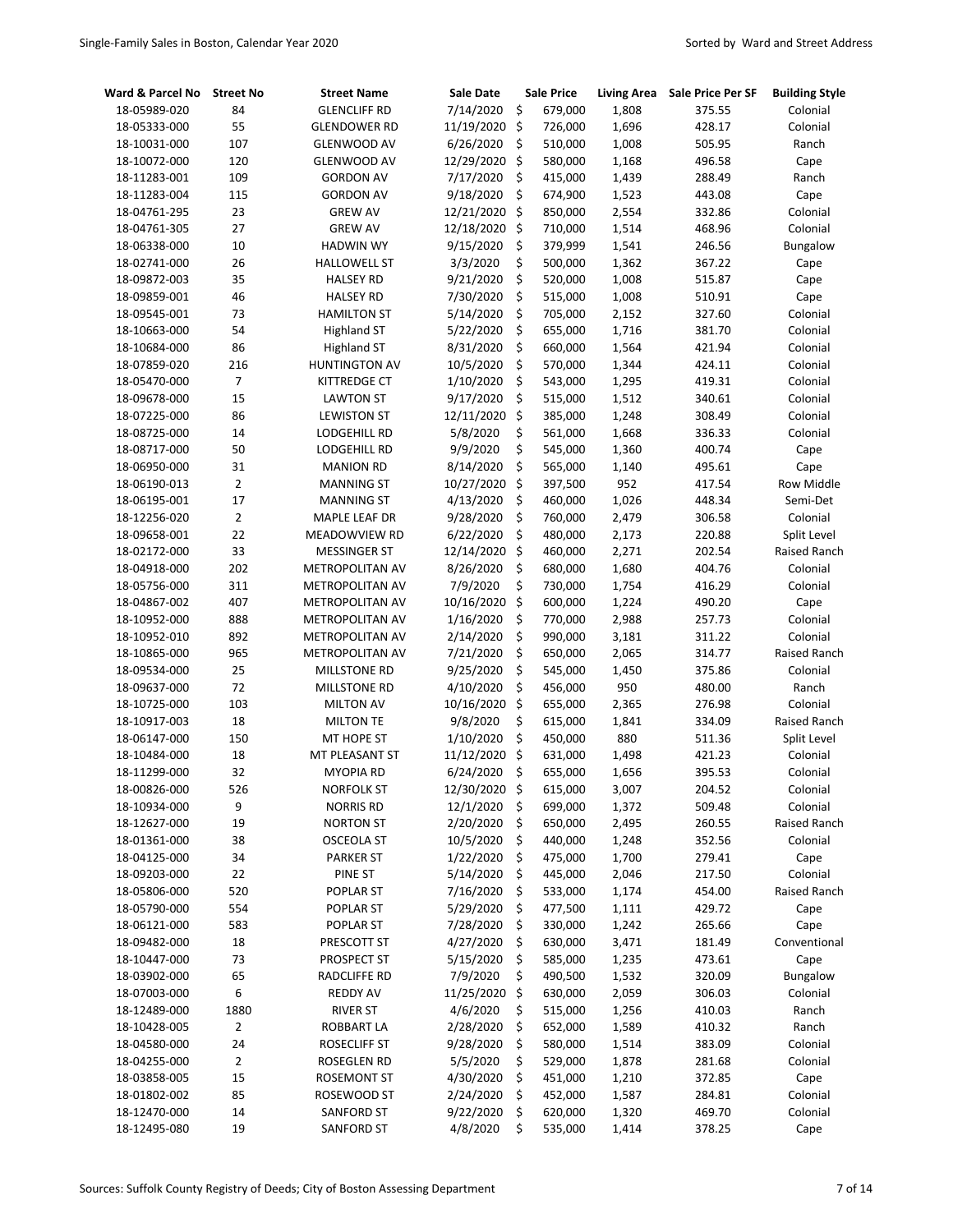| Ward & Parcel No | Street No | Street Name | Sale Date | Sale Price | Living Area | Sale Price Per SF | Building Style |
|---|---|---|---|---|---|---|---|
| 18-05989-020 | 84 | GLENCLIFF RD | 7/14/2020 | $ 679,000 | 1,808 | 375.55 | Colonial |
| 18-05333-000 | 55 | GLENDOWER RD | 11/19/2020 | $ 726,000 | 1,696 | 428.17 | Colonial |
| 18-10031-000 | 107 | GLENWOOD AV | 6/26/2020 | $ 510,000 | 1,008 | 505.95 | Ranch |
| 18-10072-000 | 120 | GLENWOOD AV | 12/29/2020 | $ 580,000 | 1,168 | 496.58 | Cape |
| 18-11283-001 | 109 | GORDON AV | 7/17/2020 | $ 415,000 | 1,439 | 288.49 | Ranch |
| 18-11283-004 | 115 | GORDON AV | 9/18/2020 | $ 674,900 | 1,523 | 443.08 | Cape |
| 18-04761-295 | 23 | GREW AV | 12/21/2020 | $ 850,000 | 2,554 | 332.86 | Colonial |
| 18-04761-305 | 27 | GREW AV | 12/18/2020 | $ 710,000 | 1,514 | 468.96 | Colonial |
| 18-06338-000 | 10 | HADWIN WY | 9/15/2020 | $ 379,999 | 1,541 | 246.56 | Bungalow |
| 18-02741-000 | 26 | HALLOWELL ST | 3/3/2020 | $ 500,000 | 1,362 | 367.22 | Cape |
| 18-09872-003 | 35 | HALSEY RD | 9/21/2020 | $ 520,000 | 1,008 | 515.87 | Cape |
| 18-09859-001 | 46 | HALSEY RD | 7/30/2020 | $ 515,000 | 1,008 | 510.91 | Cape |
| 18-09545-001 | 73 | HAMILTON ST | 5/14/2020 | $ 705,000 | 2,152 | 327.60 | Colonial |
| 18-10663-000 | 54 | Highland ST | 5/22/2020 | $ 655,000 | 1,716 | 381.70 | Colonial |
| 18-10684-000 | 86 | Highland ST | 8/31/2020 | $ 660,000 | 1,564 | 421.94 | Colonial |
| 18-07859-020 | 216 | HUNTINGTON AV | 10/5/2020 | $ 570,000 | 1,344 | 424.11 | Colonial |
| 18-05470-000 | 7 | KITTREDGE CT | 1/10/2020 | $ 543,000 | 1,295 | 419.31 | Colonial |
| 18-09678-000 | 15 | LAWTON ST | 9/17/2020 | $ 515,000 | 1,512 | 340.61 | Colonial |
| 18-07225-000 | 86 | LEWISTON ST | 12/11/2020 | $ 385,000 | 1,248 | 308.49 | Colonial |
| 18-08725-000 | 14 | LODGEHILL RD | 5/8/2020 | $ 561,000 | 1,668 | 336.33 | Colonial |
| 18-08717-000 | 50 | LODGEHILL RD | 9/9/2020 | $ 545,000 | 1,360 | 400.74 | Cape |
| 18-06950-000 | 31 | MANION RD | 8/14/2020 | $ 565,000 | 1,140 | 495.61 | Cape |
| 18-06190-013 | 2 | MANNING ST | 10/27/2020 | $ 397,500 | 952 | 417.54 | Row Middle |
| 18-06195-001 | 17 | MANNING ST | 4/13/2020 | $ 460,000 | 1,026 | 448.34 | Semi-Det |
| 18-12256-020 | 2 | MAPLE LEAF DR | 9/28/2020 | $ 760,000 | 2,479 | 306.58 | Colonial |
| 18-09658-001 | 22 | MEADOWVIEW RD | 6/22/2020 | $ 480,000 | 2,173 | 220.88 | Split Level |
| 18-02172-000 | 33 | MESSINGER ST | 12/14/2020 | $ 460,000 | 2,271 | 202.54 | Raised Ranch |
| 18-04918-000 | 202 | METROPOLITAN AV | 8/26/2020 | $ 680,000 | 1,680 | 404.76 | Colonial |
| 18-05756-000 | 311 | METROPOLITAN AV | 7/9/2020 | $ 730,000 | 1,754 | 416.29 | Colonial |
| 18-04867-002 | 407 | METROPOLITAN AV | 10/16/2020 | $ 600,000 | 1,224 | 490.20 | Cape |
| 18-10952-000 | 888 | METROPOLITAN AV | 1/16/2020 | $ 770,000 | 2,988 | 257.73 | Colonial |
| 18-10952-010 | 892 | METROPOLITAN AV | 2/14/2020 | $ 990,000 | 3,181 | 311.22 | Colonial |
| 18-10865-000 | 965 | METROPOLITAN AV | 7/21/2020 | $ 650,000 | 2,065 | 314.77 | Raised Ranch |
| 18-09534-000 | 25 | MILLSTONE RD | 9/25/2020 | $ 545,000 | 1,450 | 375.86 | Colonial |
| 18-09637-000 | 72 | MILLSTONE RD | 4/10/2020 | $ 456,000 | 950 | 480.00 | Ranch |
| 18-10725-000 | 103 | MILTON AV | 10/16/2020 | $ 655,000 | 2,365 | 276.98 | Colonial |
| 18-10917-003 | 18 | MILTON TE | 9/8/2020 | $ 615,000 | 1,841 | 334.09 | Raised Ranch |
| 18-06147-000 | 150 | MT HOPE ST | 1/10/2020 | $ 450,000 | 880 | 511.36 | Split Level |
| 18-10484-000 | 18 | MT PLEASANT ST | 11/12/2020 | $ 631,000 | 1,498 | 421.23 | Colonial |
| 18-11299-000 | 32 | MYOPIA RD | 6/24/2020 | $ 655,000 | 1,656 | 395.53 | Colonial |
| 18-00826-000 | 526 | NORFOLK ST | 12/30/2020 | $ 615,000 | 3,007 | 204.52 | Colonial |
| 18-10934-000 | 9 | NORRIS RD | 12/1/2020 | $ 699,000 | 1,372 | 509.48 | Colonial |
| 18-12627-000 | 19 | NORTON ST | 2/20/2020 | $ 650,000 | 2,495 | 260.55 | Raised Ranch |
| 18-01361-000 | 38 | OSCEOLA ST | 10/5/2020 | $ 440,000 | 1,248 | 352.56 | Colonial |
| 18-04125-000 | 34 | PARKER ST | 1/22/2020 | $ 475,000 | 1,700 | 279.41 | Cape |
| 18-09203-000 | 22 | PINE ST | 5/14/2020 | $ 445,000 | 2,046 | 217.50 | Colonial |
| 18-05806-000 | 520 | POPLAR ST | 7/16/2020 | $ 533,000 | 1,174 | 454.00 | Raised Ranch |
| 18-05790-000 | 554 | POPLAR ST | 5/29/2020 | $ 477,500 | 1,111 | 429.72 | Cape |
| 18-06121-000 | 583 | POPLAR ST | 7/28/2020 | $ 330,000 | 1,242 | 265.66 | Cape |
| 18-09482-000 | 18 | PRESCOTT ST | 4/27/2020 | $ 630,000 | 3,471 | 181.49 | Conventional |
| 18-10447-000 | 73 | PROSPECT ST | 5/15/2020 | $ 585,000 | 1,235 | 473.61 | Cape |
| 18-03902-000 | 65 | RADCLIFFE RD | 7/9/2020 | $ 490,500 | 1,532 | 320.09 | Bungalow |
| 18-07003-000 | 6 | REDDY AV | 11/25/2020 | $ 630,000 | 2,059 | 306.03 | Colonial |
| 18-12489-000 | 1880 | RIVER ST | 4/6/2020 | $ 515,000 | 1,256 | 410.03 | Ranch |
| 18-10428-005 | 2 | ROBBART LA | 2/28/2020 | $ 652,000 | 1,589 | 410.32 | Ranch |
| 18-04580-000 | 24 | ROSECLIFF ST | 9/28/2020 | $ 580,000 | 1,514 | 383.09 | Colonial |
| 18-04255-000 | 2 | ROSEGLEN RD | 5/5/2020 | $ 529,000 | 1,878 | 281.68 | Colonial |
| 18-03858-005 | 15 | ROSEMONT ST | 4/30/2020 | $ 451,000 | 1,210 | 372.85 | Cape |
| 18-01802-002 | 85 | ROSEWOOD ST | 2/24/2020 | $ 452,000 | 1,587 | 284.81 | Colonial |
| 18-12470-000 | 14 | SANFORD ST | 9/22/2020 | $ 620,000 | 1,320 | 469.70 | Colonial |
| 18-12495-080 | 19 | SANFORD ST | 4/8/2020 | $ 535,000 | 1,414 | 378.25 | Cape |

Sources: Suffolk County Registry of Deeds; City of Boston Assessing Department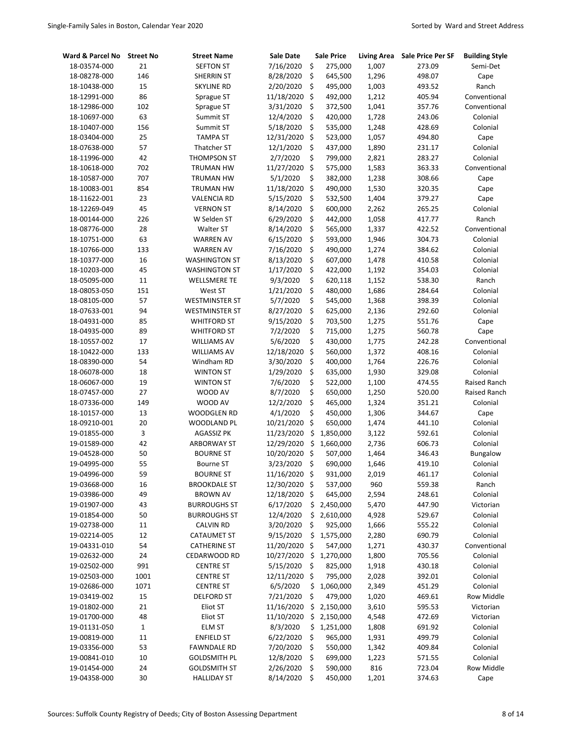| Ward & Parcel No | Street No | Street Name | Sale Date | Sale Price | Living Area | Sale Price Per SF | Building Style |
|---|---|---|---|---|---|---|---|
| 18-03574-000 | 21 | SEFTON ST | 7/16/2020 | $ 275,000 | 1,007 | 273.09 | Semi-Det |
| 18-08278-000 | 146 | SHERRIN ST | 8/28/2020 | $ 645,500 | 1,296 | 498.07 | Cape |
| 18-10438-000 | 15 | SKYLINE RD | 2/20/2020 | $ 495,000 | 1,003 | 493.52 | Ranch |
| 18-12991-000 | 86 | Sprague ST | 11/18/2020 | $ 492,000 | 1,212 | 405.94 | Conventional |
| 18-12986-000 | 102 | Sprague ST | 3/31/2020 | $ 372,500 | 1,041 | 357.76 | Conventional |
| 18-10697-000 | 63 | Summit ST | 12/4/2020 | $ 420,000 | 1,728 | 243.06 | Colonial |
| 18-10407-000 | 156 | Summit ST | 5/18/2020 | $ 535,000 | 1,248 | 428.69 | Colonial |
| 18-03404-000 | 25 | TAMPA ST | 12/31/2020 | $ 523,000 | 1,057 | 494.80 | Cape |
| 18-07638-000 | 57 | Thatcher ST | 12/1/2020 | $ 437,000 | 1,890 | 231.17 | Colonial |
| 18-11996-000 | 42 | THOMPSON ST | 2/7/2020 | $ 799,000 | 2,821 | 283.27 | Colonial |
| 18-10618-000 | 702 | TRUMAN HW | 11/27/2020 | $ 575,000 | 1,583 | 363.33 | Conventional |
| 18-10587-000 | 707 | TRUMAN HW | 5/1/2020 | $ 382,000 | 1,238 | 308.66 | Cape |
| 18-10083-001 | 854 | TRUMAN HW | 11/18/2020 | $ 490,000 | 1,530 | 320.35 | Cape |
| 18-11622-001 | 23 | VALENCIA RD | 5/15/2020 | $ 532,500 | 1,404 | 379.27 | Cape |
| 18-12269-049 | 45 | VERNON ST | 8/14/2020 | $ 600,000 | 2,262 | 265.25 | Colonial |
| 18-00144-000 | 226 | W Selden ST | 6/29/2020 | $ 442,000 | 1,058 | 417.77 | Ranch |
| 18-08776-000 | 28 | Walter ST | 8/14/2020 | $ 565,000 | 1,337 | 422.52 | Conventional |
| 18-10751-000 | 63 | WARREN AV | 6/15/2020 | $ 593,000 | 1,946 | 304.73 | Colonial |
| 18-10766-000 | 133 | WARREN AV | 7/16/2020 | $ 490,000 | 1,274 | 384.62 | Colonial |
| 18-10377-000 | 16 | WASHINGTON ST | 8/13/2020 | $ 607,000 | 1,478 | 410.58 | Colonial |
| 18-10203-000 | 45 | WASHINGTON ST | 1/17/2020 | $ 422,000 | 1,192 | 354.03 | Colonial |
| 18-05095-000 | 11 | WELLSMERE TE | 9/3/2020 | $ 620,118 | 1,152 | 538.30 | Ranch |
| 18-08053-050 | 151 | West ST | 1/21/2020 | $ 480,000 | 1,686 | 284.64 | Colonial |
| 18-08105-000 | 57 | WESTMINSTER ST | 5/7/2020 | $ 545,000 | 1,368 | 398.39 | Colonial |
| 18-07633-001 | 94 | WESTMINSTER ST | 8/27/2020 | $ 625,000 | 2,136 | 292.60 | Colonial |
| 18-04931-000 | 85 | WHITFORD ST | 9/15/2020 | $ 703,500 | 1,275 | 551.76 | Cape |
| 18-04935-000 | 89 | WHITFORD ST | 7/2/2020 | $ 715,000 | 1,275 | 560.78 | Cape |
| 18-10557-002 | 17 | WILLIAMS AV | 5/6/2020 | $ 430,000 | 1,775 | 242.28 | Conventional |
| 18-10422-000 | 133 | WILLIAMS AV | 12/18/2020 | $ 560,000 | 1,372 | 408.16 | Colonial |
| 18-08390-000 | 54 | Windham RD | 3/30/2020 | $ 400,000 | 1,764 | 226.76 | Colonial |
| 18-06078-000 | 18 | WINTON ST | 1/29/2020 | $ 635,000 | 1,930 | 329.08 | Colonial |
| 18-06067-000 | 19 | WINTON ST | 7/6/2020 | $ 522,000 | 1,100 | 474.55 | Raised Ranch |
| 18-07457-000 | 27 | WOOD AV | 8/7/2020 | $ 650,000 | 1,250 | 520.00 | Raised Ranch |
| 18-07336-000 | 149 | WOOD AV | 12/2/2020 | $ 465,000 | 1,324 | 351.21 | Colonial |
| 18-10157-000 | 13 | WOODGLEN RD | 4/1/2020 | $ 450,000 | 1,306 | 344.67 | Cape |
| 18-09210-001 | 20 | WOODLAND PL | 10/21/2020 | $ 650,000 | 1,474 | 441.10 | Colonial |
| 19-01855-000 | 3 | AGASSIZ PK | 11/23/2020 | $ 1,850,000 | 3,122 | 592.61 | Colonial |
| 19-01589-000 | 42 | ARBORWAY ST | 12/29/2020 | $ 1,660,000 | 2,736 | 606.73 | Colonial |
| 19-04528-000 | 50 | BOURNE ST | 10/20/2020 | $ 507,000 | 1,464 | 346.43 | Bungalow |
| 19-04995-000 | 55 | Bourne ST | 3/23/2020 | $ 690,000 | 1,646 | 419.10 | Colonial |
| 19-04996-000 | 59 | BOURNE ST | 11/16/2020 | $ 931,000 | 2,019 | 461.17 | Colonial |
| 19-03668-000 | 16 | BROOKDALE ST | 12/30/2020 | $ 537,000 | 960 | 559.38 | Ranch |
| 19-03986-000 | 49 | BROWN AV | 12/18/2020 | $ 645,000 | 2,594 | 248.61 | Colonial |
| 19-01907-000 | 43 | BURROUGHS ST | 6/17/2020 | $ 2,450,000 | 5,470 | 447.90 | Victorian |
| 19-01854-000 | 50 | BURROUGHS ST | 12/4/2020 | $ 2,610,000 | 4,928 | 529.67 | Colonial |
| 19-02738-000 | 11 | CALVIN RD | 3/20/2020 | $ 925,000 | 1,666 | 555.22 | Colonial |
| 19-02214-005 | 12 | CATAUMET ST | 9/15/2020 | $ 1,575,000 | 2,280 | 690.79 | Colonial |
| 19-04331-010 | 54 | CATHERINE ST | 11/20/2020 | $ 547,000 | 1,271 | 430.37 | Conventional |
| 19-02632-000 | 24 | CEDARWOOD RD | 10/27/2020 | $ 1,270,000 | 1,800 | 705.56 | Colonial |
| 19-02502-000 | 991 | CENTRE ST | 5/15/2020 | $ 825,000 | 1,918 | 430.18 | Colonial |
| 19-02503-000 | 1001 | CENTRE ST | 12/11/2020 | $ 795,000 | 2,028 | 392.01 | Colonial |
| 19-02686-000 | 1071 | CENTRE ST | 6/5/2020 | $ 1,060,000 | 2,349 | 451.29 | Colonial |
| 19-03419-002 | 15 | DELFORD ST | 7/21/2020 | $ 479,000 | 1,020 | 469.61 | Row Middle |
| 19-01802-000 | 21 | Eliot ST | 11/16/2020 | $ 2,150,000 | 3,610 | 595.53 | Victorian |
| 19-01700-000 | 48 | Eliot ST | 11/10/2020 | $ 2,150,000 | 4,548 | 472.69 | Victorian |
| 19-01131-050 | 1 | ELM ST | 8/3/2020 | $ 1,251,000 | 1,808 | 691.92 | Colonial |
| 19-00819-000 | 11 | ENFIELD ST | 6/22/2020 | $ 965,000 | 1,931 | 499.79 | Colonial |
| 19-03356-000 | 53 | FAWNDALE RD | 7/20/2020 | $ 550,000 | 1,342 | 409.84 | Colonial |
| 19-00841-010 | 10 | GOLDSMITH PL | 12/8/2020 | $ 699,000 | 1,223 | 571.55 | Colonial |
| 19-01454-000 | 24 | GOLDSMITH ST | 2/26/2020 | $ 590,000 | 816 | 723.04 | Row Middle |
| 19-04358-000 | 30 | HALLIDAY ST | 8/14/2020 | $ 450,000 | 1,201 | 374.63 | Cape |

Sources: Suffolk County Registry of Deeds; City of Boston Assessing Department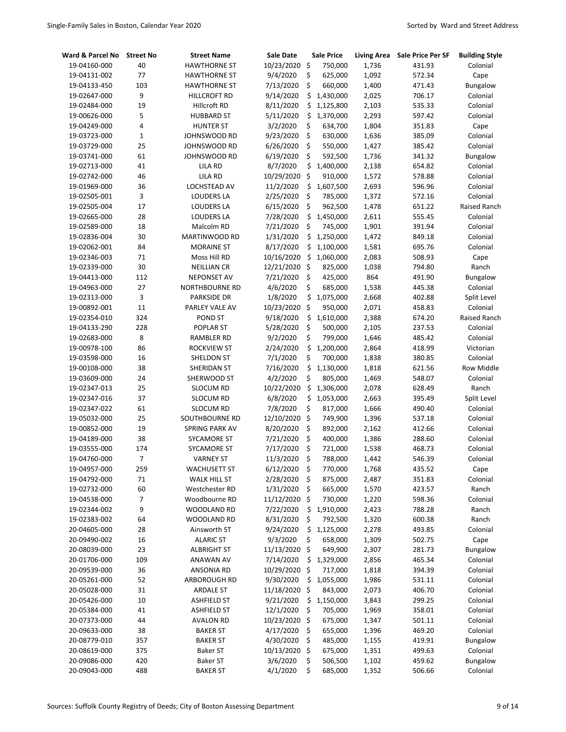| Ward & Parcel No | Street No | Street Name | Sale Date | Sale Price | Living Area | Sale Price Per SF | Building Style |
|---|---|---|---|---|---|---|---|
| 19-04160-000 | 40 | HAWTHORNE ST | 10/23/2020 | $ 750,000 | 1,736 | 431.93 | Colonial |
| 19-04131-002 | 77 | HAWTHORNE ST | 9/4/2020 | $ 625,000 | 1,092 | 572.34 | Cape |
| 19-04133-450 | 103 | HAWTHORNE ST | 7/13/2020 | $ 660,000 | 1,400 | 471.43 | Bungalow |
| 19-02647-000 | 9 | HILLCROFT RD | 9/14/2020 | $ 1,430,000 | 2,025 | 706.17 | Colonial |
| 19-02484-000 | 19 | Hillcroft RD | 8/11/2020 | $ 1,125,800 | 2,103 | 535.33 | Colonial |
| 19-00626-000 | 5 | HUBBARD ST | 5/11/2020 | $ 1,370,000 | 2,293 | 597.42 | Colonial |
| 19-04249-000 | 4 | HUNTER ST | 3/2/2020 | $ 634,700 | 1,804 | 351.83 | Cape |
| 19-03723-000 | 1 | JOHNSWOOD RD | 9/23/2020 | $ 630,000 | 1,636 | 385.09 | Colonial |
| 19-03729-000 | 25 | JOHNSWOOD RD | 6/26/2020 | $ 550,000 | 1,427 | 385.42 | Colonial |
| 19-03741-000 | 61 | JOHNSWOOD RD | 6/19/2020 | $ 592,500 | 1,736 | 341.32 | Bungalow |
| 19-02713-000 | 41 | LILA RD | 8/7/2020 | $ 1,400,000 | 2,138 | 654.82 | Colonial |
| 19-02742-000 | 46 | LILA RD | 10/29/2020 | $ 910,000 | 1,572 | 578.88 | Colonial |
| 19-01969-000 | 36 | LOCHSTEAD AV | 11/2/2020 | $ 1,607,500 | 2,693 | 596.96 | Colonial |
| 19-02505-001 | 3 | LOUDERS LA | 2/25/2020 | $ 785,000 | 1,372 | 572.16 | Colonial |
| 19-02505-004 | 17 | LOUDERS LA | 6/15/2020 | $ 962,500 | 1,478 | 651.22 | Raised Ranch |
| 19-02665-000 | 28 | LOUDERS LA | 7/28/2020 | $ 1,450,000 | 2,611 | 555.45 | Colonial |
| 19-02589-000 | 18 | Malcolm RD | 7/21/2020 | $ 745,000 | 1,901 | 391.94 | Colonial |
| 19-02836-004 | 30 | MARTINWOOD RD | 1/31/2020 | $ 1,250,000 | 1,472 | 849.18 | Colonial |
| 19-02062-001 | 84 | MORAINE ST | 8/17/2020 | $ 1,100,000 | 1,581 | 695.76 | Colonial |
| 19-02346-003 | 71 | Moss Hill RD | 10/16/2020 | $ 1,060,000 | 2,083 | 508.93 | Cape |
| 19-02339-000 | 30 | NEILLIAN CR | 12/21/2020 | $ 825,000 | 1,038 | 794.80 | Ranch |
| 19-04413-000 | 112 | NEPONSET AV | 7/21/2020 | $ 425,000 | 864 | 491.90 | Bungalow |
| 19-04963-000 | 27 | NORTHBOURNE RD | 4/6/2020 | $ 685,000 | 1,538 | 445.38 | Colonial |
| 19-02313-000 | 3 | PARKSIDE DR | 1/8/2020 | $ 1,075,000 | 2,668 | 402.88 | Split Level |
| 19-00892-001 | 11 | PARLEY VALE AV | 10/23/2020 | $ 950,000 | 2,071 | 458.83 | Colonial |
| 19-02354-010 | 324 | POND ST | 9/18/2020 | $ 1,610,000 | 2,388 | 674.20 | Raised Ranch |
| 19-04133-290 | 228 | POPLAR ST | 5/28/2020 | $ 500,000 | 2,105 | 237.53 | Colonial |
| 19-02683-000 | 8 | RAMBLER RD | 9/2/2020 | $ 799,000 | 1,646 | 485.42 | Colonial |
| 19-00978-100 | 86 | ROCKVIEW ST | 2/24/2020 | $ 1,200,000 | 2,864 | 418.99 | Victorian |
| 19-03598-000 | 16 | SHELDON ST | 7/1/2020 | $ 700,000 | 1,838 | 380.85 | Colonial |
| 19-00108-000 | 38 | SHERIDAN ST | 7/16/2020 | $ 1,130,000 | 1,818 | 621.56 | Row Middle |
| 19-03609-000 | 24 | SHERWOOD ST | 4/2/2020 | $ 805,000 | 1,469 | 548.07 | Colonial |
| 19-02347-013 | 25 | SLOCUM RD | 10/22/2020 | $ 1,306,000 | 2,078 | 628.49 | Ranch |
| 19-02347-016 | 37 | SLOCUM RD | 6/8/2020 | $ 1,053,000 | 2,663 | 395.49 | Split Level |
| 19-02347-022 | 61 | SLOCUM RD | 7/8/2020 | $ 817,000 | 1,666 | 490.40 | Colonial |
| 19-05032-000 | 25 | SOUTHBOURNE RD | 12/10/2020 | $ 749,900 | 1,396 | 537.18 | Colonial |
| 19-00852-000 | 19 | SPRING PARK AV | 8/20/2020 | $ 892,000 | 2,162 | 412.66 | Colonial |
| 19-04189-000 | 38 | SYCAMORE ST | 7/21/2020 | $ 400,000 | 1,386 | 288.60 | Colonial |
| 19-03555-000 | 174 | SYCAMORE ST | 7/17/2020 | $ 721,000 | 1,538 | 468.73 | Colonial |
| 19-04760-000 | 7 | VARNEY ST | 11/3/2020 | $ 788,000 | 1,442 | 546.39 | Colonial |
| 19-04957-000 | 259 | WACHUSETT ST | 6/12/2020 | $ 770,000 | 1,768 | 435.52 | Cape |
| 19-04792-000 | 71 | WALK HILL ST | 2/28/2020 | $ 875,000 | 2,487 | 351.83 | Colonial |
| 19-02732-000 | 60 | Westchester RD | 1/31/2020 | $ 665,000 | 1,570 | 423.57 | Ranch |
| 19-04538-000 | 7 | Woodbourne RD | 11/12/2020 | $ 730,000 | 1,220 | 598.36 | Colonial |
| 19-02344-002 | 9 | WOODLAND RD | 7/22/2020 | $ 1,910,000 | 2,423 | 788.28 | Ranch |
| 19-02383-002 | 64 | WOODLAND RD | 8/31/2020 | $ 792,500 | 1,320 | 600.38 | Ranch |
| 20-04605-000 | 28 | Ainsworth ST | 9/24/2020 | $ 1,125,000 | 2,278 | 493.85 | Colonial |
| 20-09490-002 | 16 | ALARIC ST | 9/3/2020 | $ 658,000 | 1,309 | 502.75 | Cape |
| 20-08039-000 | 23 | ALBRIGHT ST | 11/13/2020 | $ 649,900 | 2,307 | 281.73 | Bungalow |
| 20-01706-000 | 109 | ANAWAN AV | 7/14/2020 | $ 1,329,000 | 2,856 | 465.34 | Colonial |
| 20-09539-000 | 36 | ANSONIA RD | 10/29/2020 | $ 717,000 | 1,818 | 394.39 | Colonial |
| 20-05261-000 | 52 | ARBOROUGH RD | 9/30/2020 | $ 1,055,000 | 1,986 | 531.11 | Colonial |
| 20-05028-000 | 31 | ARDALE ST | 11/18/2020 | $ 843,000 | 2,073 | 406.70 | Colonial |
| 20-05426-000 | 10 | ASHFIELD ST | 9/21/2020 | $ 1,150,000 | 3,843 | 299.25 | Colonial |
| 20-05384-000 | 41 | ASHFIELD ST | 12/1/2020 | $ 705,000 | 1,969 | 358.01 | Colonial |
| 20-07373-000 | 44 | AVALON RD | 10/23/2020 | $ 675,000 | 1,347 | 501.11 | Colonial |
| 20-09633-000 | 38 | BAKER ST | 4/17/2020 | $ 655,000 | 1,396 | 469.20 | Colonial |
| 20-08779-010 | 357 | BAKER ST | 4/30/2020 | $ 485,000 | 1,155 | 419.91 | Bungalow |
| 20-08619-000 | 375 | Baker ST | 10/13/2020 | $ 675,000 | 1,351 | 499.63 | Colonial |
| 20-09086-000 | 420 | Baker ST | 3/6/2020 | $ 506,500 | 1,102 | 459.62 | Bungalow |
| 20-09043-000 | 488 | BAKER ST | 4/1/2020 | $ 685,000 | 1,352 | 506.66 | Colonial |

Sources: Suffolk County Registry of Deeds; City of Boston Assessing Department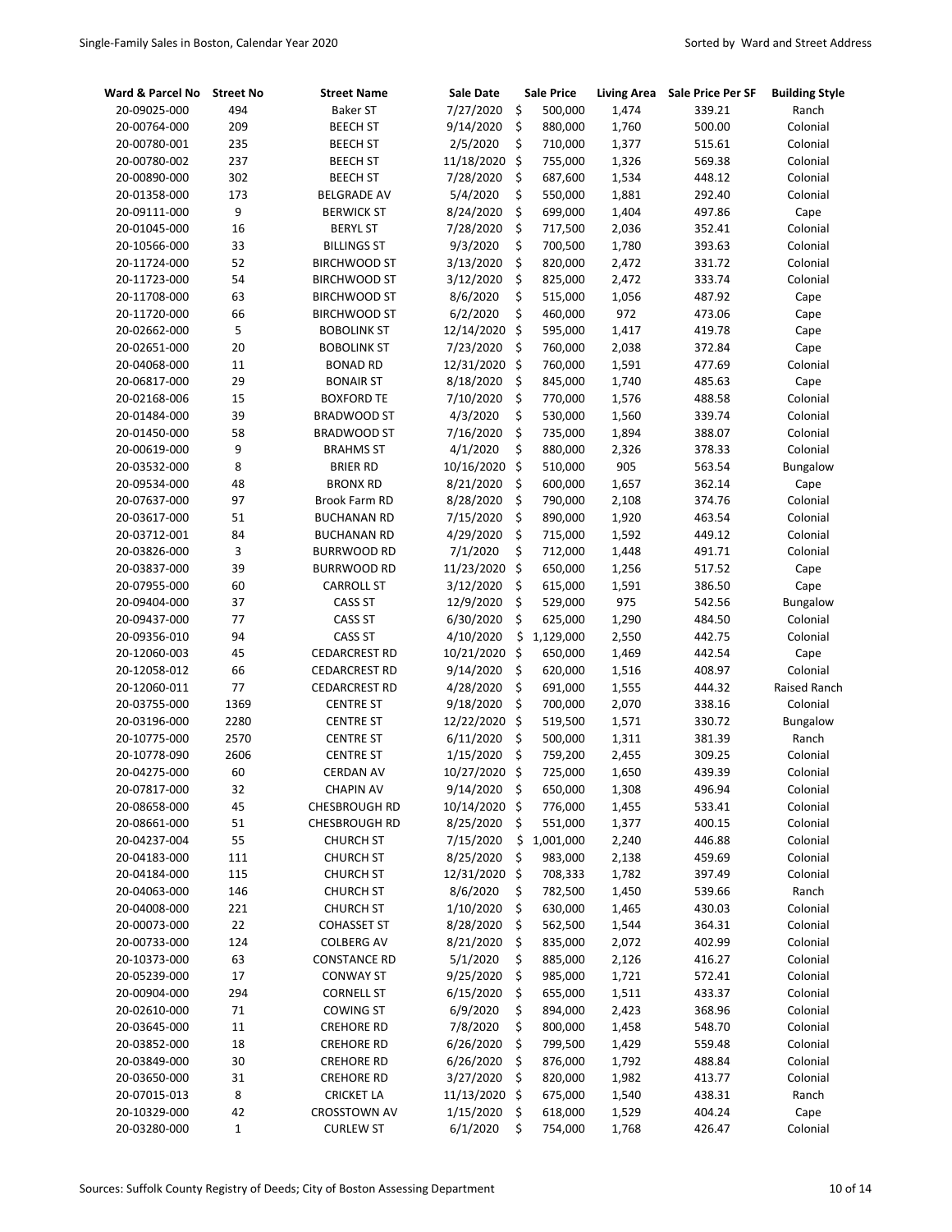| Ward & Parcel No | Street No | Street Name | Sale Date | Sale Price | Living Area | Sale Price Per SF | Building Style |
|---|---|---|---|---|---|---|---|
| 20-09025-000 | 494 | Baker ST | 7/27/2020 | $ 500,000 | 1,474 | 339.21 | Ranch |
| 20-00764-000 | 209 | BEECH ST | 9/14/2020 | $ 880,000 | 1,760 | 500.00 | Colonial |
| 20-00780-001 | 235 | BEECH ST | 2/5/2020 | $ 710,000 | 1,377 | 515.61 | Colonial |
| 20-00780-002 | 237 | BEECH ST | 11/18/2020 | $ 755,000 | 1,326 | 569.38 | Colonial |
| 20-00890-000 | 302 | BEECH ST | 7/28/2020 | $ 687,600 | 1,534 | 448.12 | Colonial |
| 20-01358-000 | 173 | BELGRADE AV | 5/4/2020 | $ 550,000 | 1,881 | 292.40 | Colonial |
| 20-09111-000 | 9 | BERWICK ST | 8/24/2020 | $ 699,000 | 1,404 | 497.86 | Cape |
| 20-01045-000 | 16 | BERYL ST | 7/28/2020 | $ 717,500 | 2,036 | 352.41 | Colonial |
| 20-10566-000 | 33 | BILLINGS ST | 9/3/2020 | $ 700,500 | 1,780 | 393.63 | Colonial |
| 20-11724-000 | 52 | BIRCHWOOD ST | 3/13/2020 | $ 820,000 | 2,472 | 331.72 | Colonial |
| 20-11723-000 | 54 | BIRCHWOOD ST | 3/12/2020 | $ 825,000 | 2,472 | 333.74 | Colonial |
| 20-11708-000 | 63 | BIRCHWOOD ST | 8/6/2020 | $ 515,000 | 1,056 | 487.92 | Cape |
| 20-11720-000 | 66 | BIRCHWOOD ST | 6/2/2020 | $ 460,000 | 972 | 473.06 | Cape |
| 20-02662-000 | 5 | BOBOLINK ST | 12/14/2020 | $ 595,000 | 1,417 | 419.78 | Cape |
| 20-02651-000 | 20 | BOBOLINK ST | 7/23/2020 | $ 760,000 | 2,038 | 372.84 | Cape |
| 20-04068-000 | 11 | BONAD RD | 12/31/2020 | $ 760,000 | 1,591 | 477.69 | Colonial |
| 20-06817-000 | 29 | BONAIR ST | 8/18/2020 | $ 845,000 | 1,740 | 485.63 | Cape |
| 20-02168-006 | 15 | BOXFORD TE | 7/10/2020 | $ 770,000 | 1,576 | 488.58 | Colonial |
| 20-01484-000 | 39 | BRADWOOD ST | 4/3/2020 | $ 530,000 | 1,560 | 339.74 | Colonial |
| 20-01450-000 | 58 | BRADWOOD ST | 7/16/2020 | $ 735,000 | 1,894 | 388.07 | Colonial |
| 20-00619-000 | 9 | BRAHMS ST | 4/1/2020 | $ 880,000 | 2,326 | 378.33 | Colonial |
| 20-03532-000 | 8 | BRIER RD | 10/16/2020 | $ 510,000 | 905 | 563.54 | Bungalow |
| 20-09534-000 | 48 | BRONX RD | 8/21/2020 | $ 600,000 | 1,657 | 362.14 | Cape |
| 20-07637-000 | 97 | Brook Farm RD | 8/28/2020 | $ 790,000 | 2,108 | 374.76 | Colonial |
| 20-03617-000 | 51 | BUCHANAN RD | 7/15/2020 | $ 890,000 | 1,920 | 463.54 | Colonial |
| 20-03712-001 | 84 | BUCHANAN RD | 4/29/2020 | $ 715,000 | 1,592 | 449.12 | Colonial |
| 20-03826-000 | 3 | BURRWOOD RD | 7/1/2020 | $ 712,000 | 1,448 | 491.71 | Colonial |
| 20-03837-000 | 39 | BURRWOOD RD | 11/23/2020 | $ 650,000 | 1,256 | 517.52 | Cape |
| 20-07955-000 | 60 | CARROLL ST | 3/12/2020 | $ 615,000 | 1,591 | 386.50 | Cape |
| 20-09404-000 | 37 | CASS ST | 12/9/2020 | $ 529,000 | 975 | 542.56 | Bungalow |
| 20-09437-000 | 77 | CASS ST | 6/30/2020 | $ 625,000 | 1,290 | 484.50 | Colonial |
| 20-09356-010 | 94 | CASS ST | 4/10/2020 | $ 1,129,000 | 2,550 | 442.75 | Colonial |
| 20-12060-003 | 45 | CEDARCREST RD | 10/21/2020 | $ 650,000 | 1,469 | 442.54 | Cape |
| 20-12058-012 | 66 | CEDARCREST RD | 9/14/2020 | $ 620,000 | 1,516 | 408.97 | Colonial |
| 20-12060-011 | 77 | CEDARCREST RD | 4/28/2020 | $ 691,000 | 1,555 | 444.32 | Raised Ranch |
| 20-03755-000 | 1369 | CENTRE ST | 9/18/2020 | $ 700,000 | 2,070 | 338.16 | Colonial |
| 20-03196-000 | 2280 | CENTRE ST | 12/22/2020 | $ 519,500 | 1,571 | 330.72 | Bungalow |
| 20-10775-000 | 2570 | CENTRE ST | 6/11/2020 | $ 500,000 | 1,311 | 381.39 | Ranch |
| 20-10778-090 | 2606 | CENTRE ST | 1/15/2020 | $ 759,200 | 2,455 | 309.25 | Colonial |
| 20-04275-000 | 60 | CERDAN AV | 10/27/2020 | $ 725,000 | 1,650 | 439.39 | Colonial |
| 20-07817-000 | 32 | CHAPIN AV | 9/14/2020 | $ 650,000 | 1,308 | 496.94 | Colonial |
| 20-08658-000 | 45 | CHESBROUGH RD | 10/14/2020 | $ 776,000 | 1,455 | 533.41 | Colonial |
| 20-08661-000 | 51 | CHESBROUGH RD | 8/25/2020 | $ 551,000 | 1,377 | 400.15 | Colonial |
| 20-04237-004 | 55 | CHURCH ST | 7/15/2020 | $ 1,001,000 | 2,240 | 446.88 | Colonial |
| 20-04183-000 | 111 | CHURCH ST | 8/25/2020 | $ 983,000 | 2,138 | 459.69 | Colonial |
| 20-04184-000 | 115 | CHURCH ST | 12/31/2020 | $ 708,333 | 1,782 | 397.49 | Colonial |
| 20-04063-000 | 146 | CHURCH ST | 8/6/2020 | $ 782,500 | 1,450 | 539.66 | Ranch |
| 20-04008-000 | 221 | CHURCH ST | 1/10/2020 | $ 630,000 | 1,465 | 430.03 | Colonial |
| 20-00073-000 | 22 | COHASSET ST | 8/28/2020 | $ 562,500 | 1,544 | 364.31 | Colonial |
| 20-00733-000 | 124 | COLBERG AV | 8/21/2020 | $ 835,000 | 2,072 | 402.99 | Colonial |
| 20-10373-000 | 63 | CONSTANCE RD | 5/1/2020 | $ 885,000 | 2,126 | 416.27 | Colonial |
| 20-05239-000 | 17 | CONWAY ST | 9/25/2020 | $ 985,000 | 1,721 | 572.41 | Colonial |
| 20-00904-000 | 294 | CORNELL ST | 6/15/2020 | $ 655,000 | 1,511 | 433.37 | Colonial |
| 20-02610-000 | 71 | COWING ST | 6/9/2020 | $ 894,000 | 2,423 | 368.96 | Colonial |
| 20-03645-000 | 11 | CREHORE RD | 7/8/2020 | $ 800,000 | 1,458 | 548.70 | Colonial |
| 20-03852-000 | 18 | CREHORE RD | 6/26/2020 | $ 799,500 | 1,429 | 559.48 | Colonial |
| 20-03849-000 | 30 | CREHORE RD | 6/26/2020 | $ 876,000 | 1,792 | 488.84 | Colonial |
| 20-03650-000 | 31 | CREHORE RD | 3/27/2020 | $ 820,000 | 1,982 | 413.77 | Colonial |
| 20-07015-013 | 8 | CRICKET LA | 11/13/2020 | $ 675,000 | 1,540 | 438.31 | Ranch |
| 20-10329-000 | 42 | CROSSTOWN AV | 1/15/2020 | $ 618,000 | 1,529 | 404.24 | Cape |
| 20-03280-000 | 1 | CURLEW ST | 6/1/2020 | $ 754,000 | 1,768 | 426.47 | Colonial |

Sources: Suffolk County Registry of Deeds; City of Boston Assessing Department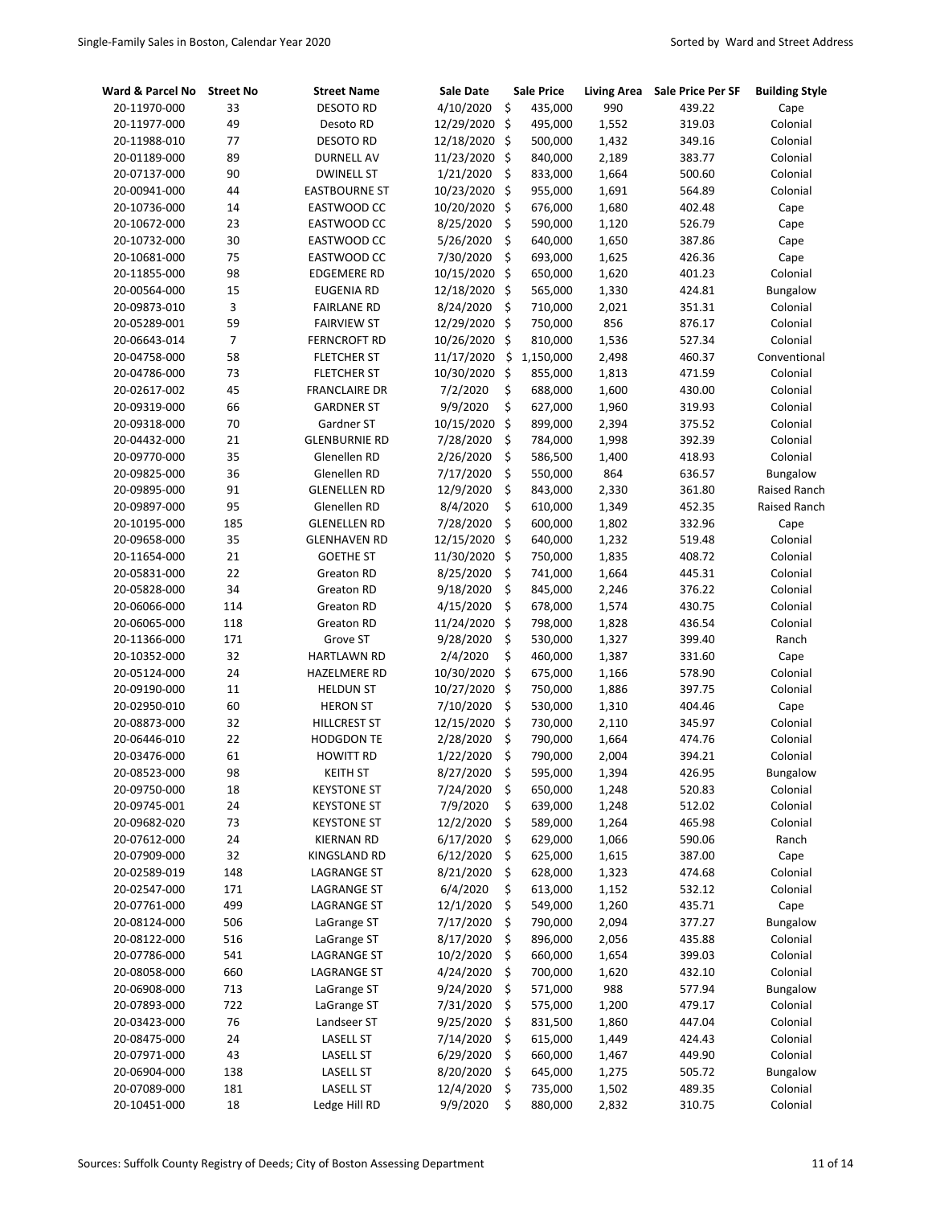| Ward & Parcel No | Street No | Street Name | Sale Date | Sale Price | Living Area | Sale Price Per SF | Building Style |
|---|---|---|---|---|---|---|---|
| 20-11970-000 | 33 | DESOTO RD | 4/10/2020 | $ 435,000 | 990 | 439.22 | Cape |
| 20-11977-000 | 49 | Desoto RD | 12/29/2020 | $ 495,000 | 1,552 | 319.03 | Colonial |
| 20-11988-010 | 77 | DESOTO RD | 12/18/2020 | $ 500,000 | 1,432 | 349.16 | Colonial |
| 20-01189-000 | 89 | DURNELL AV | 11/23/2020 | $ 840,000 | 2,189 | 383.77 | Colonial |
| 20-07137-000 | 90 | DWINELL ST | 1/21/2020 | $ 833,000 | 1,664 | 500.60 | Colonial |
| 20-00941-000 | 44 | EASTBOURNE ST | 10/23/2020 | $ 955,000 | 1,691 | 564.89 | Colonial |
| 20-10736-000 | 14 | EASTWOOD CC | 10/20/2020 | $ 676,000 | 1,680 | 402.48 | Cape |
| 20-10672-000 | 23 | EASTWOOD CC | 8/25/2020 | $ 590,000 | 1,120 | 526.79 | Cape |
| 20-10732-000 | 30 | EASTWOOD CC | 5/26/2020 | $ 640,000 | 1,650 | 387.86 | Cape |
| 20-10681-000 | 75 | EASTWOOD CC | 7/30/2020 | $ 693,000 | 1,625 | 426.36 | Cape |
| 20-11855-000 | 98 | EDGEMERE RD | 10/15/2020 | $ 650,000 | 1,620 | 401.23 | Colonial |
| 20-00564-000 | 15 | EUGENIA RD | 12/18/2020 | $ 565,000 | 1,330 | 424.81 | Bungalow |
| 20-09873-010 | 3 | FAIRLANE RD | 8/24/2020 | $ 710,000 | 2,021 | 351.31 | Colonial |
| 20-05289-001 | 59 | FAIRVIEW ST | 12/29/2020 | $ 750,000 | 856 | 876.17 | Colonial |
| 20-06643-014 | 7 | FERNCROFT RD | 10/26/2020 | $ 810,000 | 1,536 | 527.34 | Colonial |
| 20-04758-000 | 58 | FLETCHER ST | 11/17/2020 | $ 1,150,000 | 2,498 | 460.37 | Conventional |
| 20-04786-000 | 73 | FLETCHER ST | 10/30/2020 | $ 855,000 | 1,813 | 471.59 | Colonial |
| 20-02617-002 | 45 | FRANCLAIRE DR | 7/2/2020 | $ 688,000 | 1,600 | 430.00 | Colonial |
| 20-09319-000 | 66 | GARDNER ST | 9/9/2020 | $ 627,000 | 1,960 | 319.93 | Colonial |
| 20-09318-000 | 70 | Gardner ST | 10/15/2020 | $ 899,000 | 2,394 | 375.52 | Colonial |
| 20-04432-000 | 21 | GLENBURNIE RD | 7/28/2020 | $ 784,000 | 1,998 | 392.39 | Colonial |
| 20-09770-000 | 35 | Glenellen RD | 2/26/2020 | $ 586,500 | 1,400 | 418.93 | Colonial |
| 20-09825-000 | 36 | Glenellen RD | 7/17/2020 | $ 550,000 | 864 | 636.57 | Bungalow |
| 20-09895-000 | 91 | GLENELLEN RD | 12/9/2020 | $ 843,000 | 2,330 | 361.80 | Raised Ranch |
| 20-09897-000 | 95 | Glenellen RD | 8/4/2020 | $ 610,000 | 1,349 | 452.35 | Raised Ranch |
| 20-10195-000 | 185 | GLENELLEN RD | 7/28/2020 | $ 600,000 | 1,802 | 332.96 | Cape |
| 20-09658-000 | 35 | GLENHAVEN RD | 12/15/2020 | $ 640,000 | 1,232 | 519.48 | Colonial |
| 20-11654-000 | 21 | GOETHE ST | 11/30/2020 | $ 750,000 | 1,835 | 408.72 | Colonial |
| 20-05831-000 | 22 | Greaton RD | 8/25/2020 | $ 741,000 | 1,664 | 445.31 | Colonial |
| 20-05828-000 | 34 | Greaton RD | 9/18/2020 | $ 845,000 | 2,246 | 376.22 | Colonial |
| 20-06066-000 | 114 | Greaton RD | 4/15/2020 | $ 678,000 | 1,574 | 430.75 | Colonial |
| 20-06065-000 | 118 | Greaton RD | 11/24/2020 | $ 798,000 | 1,828 | 436.54 | Colonial |
| 20-11366-000 | 171 | Grove ST | 9/28/2020 | $ 530,000 | 1,327 | 399.40 | Ranch |
| 20-10352-000 | 32 | HARTLAWN RD | 2/4/2020 | $ 460,000 | 1,387 | 331.60 | Cape |
| 20-05124-000 | 24 | HAZELMERE RD | 10/30/2020 | $ 675,000 | 1,166 | 578.90 | Colonial |
| 20-09190-000 | 11 | HELDUN ST | 10/27/2020 | $ 750,000 | 1,886 | 397.75 | Colonial |
| 20-02950-010 | 60 | HERON ST | 7/10/2020 | $ 530,000 | 1,310 | 404.46 | Cape |
| 20-08873-000 | 32 | HILLCREST ST | 12/15/2020 | $ 730,000 | 2,110 | 345.97 | Colonial |
| 20-06446-010 | 22 | HODGDON TE | 2/28/2020 | $ 790,000 | 1,664 | 474.76 | Colonial |
| 20-03476-000 | 61 | HOWITT RD | 1/22/2020 | $ 790,000 | 2,004 | 394.21 | Colonial |
| 20-08523-000 | 98 | KEITH ST | 8/27/2020 | $ 595,000 | 1,394 | 426.95 | Bungalow |
| 20-09750-000 | 18 | KEYSTONE ST | 7/24/2020 | $ 650,000 | 1,248 | 520.83 | Colonial |
| 20-09745-001 | 24 | KEYSTONE ST | 7/9/2020 | $ 639,000 | 1,248 | 512.02 | Colonial |
| 20-09682-020 | 73 | KEYSTONE ST | 12/2/2020 | $ 589,000 | 1,264 | 465.98 | Colonial |
| 20-07612-000 | 24 | KIERNAN RD | 6/17/2020 | $ 629,000 | 1,066 | 590.06 | Ranch |
| 20-07909-000 | 32 | KINGSLAND RD | 6/12/2020 | $ 625,000 | 1,615 | 387.00 | Cape |
| 20-02589-019 | 148 | LAGRANGE ST | 8/21/2020 | $ 628,000 | 1,323 | 474.68 | Colonial |
| 20-02547-000 | 171 | LAGRANGE ST | 6/4/2020 | $ 613,000 | 1,152 | 532.12 | Colonial |
| 20-07761-000 | 499 | LAGRANGE ST | 12/1/2020 | $ 549,000 | 1,260 | 435.71 | Cape |
| 20-08124-000 | 506 | LaGrange ST | 7/17/2020 | $ 790,000 | 2,094 | 377.27 | Bungalow |
| 20-08122-000 | 516 | LaGrange ST | 8/17/2020 | $ 896,000 | 2,056 | 435.88 | Colonial |
| 20-07786-000 | 541 | LAGRANGE ST | 10/2/2020 | $ 660,000 | 1,654 | 399.03 | Colonial |
| 20-08058-000 | 660 | LAGRANGE ST | 4/24/2020 | $ 700,000 | 1,620 | 432.10 | Colonial |
| 20-06908-000 | 713 | LaGrange ST | 9/24/2020 | $ 571,000 | 988 | 577.94 | Bungalow |
| 20-07893-000 | 722 | LaGrange ST | 7/31/2020 | $ 575,000 | 1,200 | 479.17 | Colonial |
| 20-03423-000 | 76 | Landseer ST | 9/25/2020 | $ 831,500 | 1,860 | 447.04 | Colonial |
| 20-08475-000 | 24 | LASELL ST | 7/14/2020 | $ 615,000 | 1,449 | 424.43 | Colonial |
| 20-07971-000 | 43 | LASELL ST | 6/29/2020 | $ 660,000 | 1,467 | 449.90 | Colonial |
| 20-06904-000 | 138 | LASELL ST | 8/20/2020 | $ 645,000 | 1,275 | 505.72 | Bungalow |
| 20-07089-000 | 181 | LASELL ST | 12/4/2020 | $ 735,000 | 1,502 | 489.35 | Colonial |
| 20-10451-000 | 18 | Ledge Hill RD | 9/9/2020 | $ 880,000 | 2,832 | 310.75 | Colonial |

Sources: Suffolk County Registry of Deeds; City of Boston Assessing Department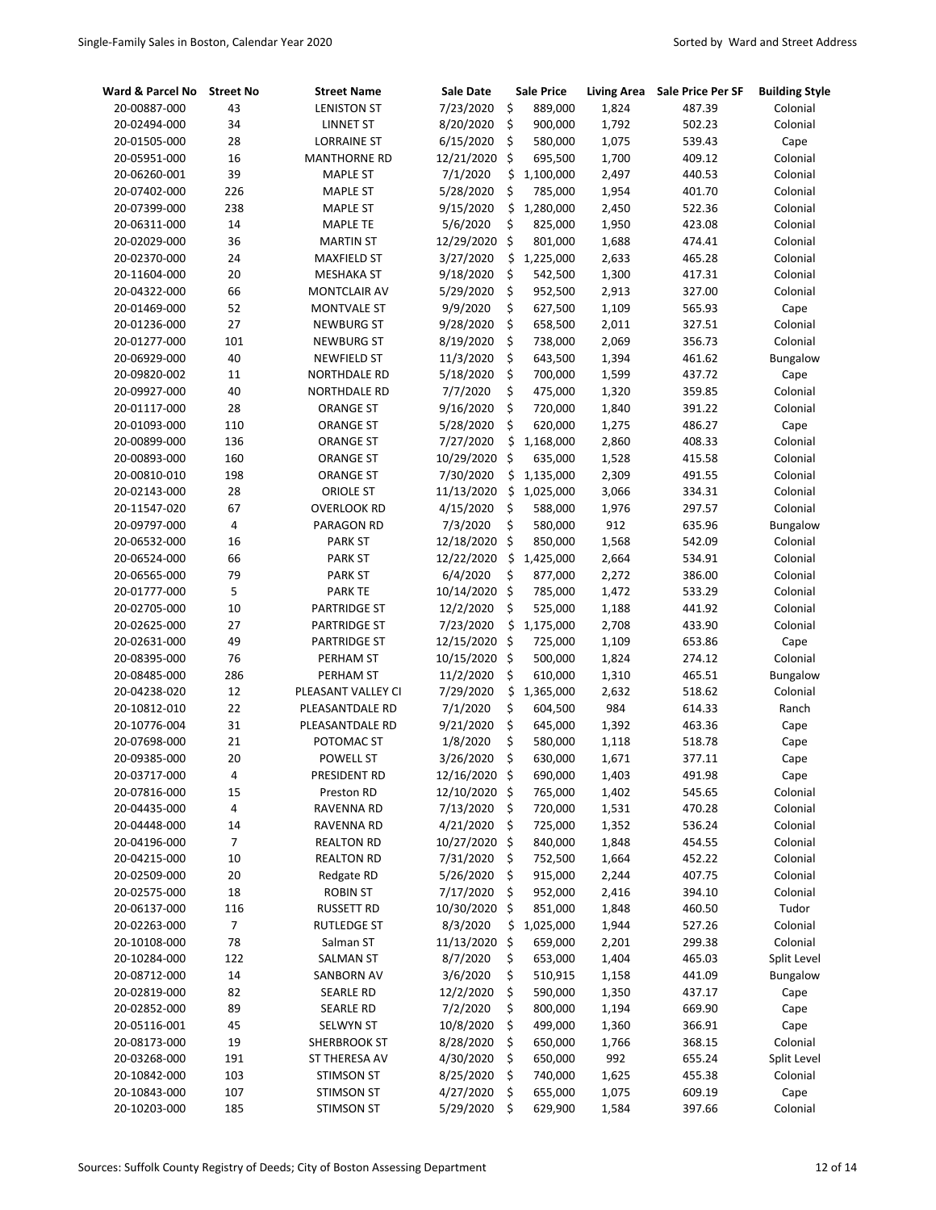| Ward & Parcel No | Street No | Street Name | Sale Date | Sale Price | Living Area | Sale Price Per SF | Building Style |
|---|---|---|---|---|---|---|---|
| 20-00887-000 | 43 | LENISTON ST | 7/23/2020 | $ 889,000 | 1,824 | 487.39 | Colonial |
| 20-02494-000 | 34 | LINNET ST | 8/20/2020 | $ 900,000 | 1,792 | 502.23 | Colonial |
| 20-01505-000 | 28 | LORRAINE ST | 6/15/2020 | $ 580,000 | 1,075 | 539.43 | Cape |
| 20-05951-000 | 16 | MANTHORNE RD | 12/21/2020 | $ 695,500 | 1,700 | 409.12 | Colonial |
| 20-06260-001 | 39 | MAPLE ST | 7/1/2020 | $ 1,100,000 | 2,497 | 440.53 | Colonial |
| 20-07402-000 | 226 | MAPLE ST | 5/28/2020 | $ 785,000 | 1,954 | 401.70 | Colonial |
| 20-07399-000 | 238 | MAPLE ST | 9/15/2020 | $ 1,280,000 | 2,450 | 522.36 | Colonial |
| 20-06311-000 | 14 | MAPLE TE | 5/6/2020 | $ 825,000 | 1,950 | 423.08 | Colonial |
| 20-02029-000 | 36 | MARTIN ST | 12/29/2020 | $ 801,000 | 1,688 | 474.41 | Colonial |
| 20-02370-000 | 24 | MAXFIELD ST | 3/27/2020 | $ 1,225,000 | 2,633 | 465.28 | Colonial |
| 20-11604-000 | 20 | MESHAKA ST | 9/18/2020 | $ 542,500 | 1,300 | 417.31 | Colonial |
| 20-04322-000 | 66 | MONTCLAIR AV | 5/29/2020 | $ 952,500 | 2,913 | 327.00 | Colonial |
| 20-01469-000 | 52 | MONTVALE ST | 9/9/2020 | $ 627,500 | 1,109 | 565.93 | Cape |
| 20-01236-000 | 27 | NEWBURG ST | 9/28/2020 | $ 658,500 | 2,011 | 327.51 | Colonial |
| 20-01277-000 | 101 | NEWBURG ST | 8/19/2020 | $ 738,000 | 2,069 | 356.73 | Colonial |
| 20-06929-000 | 40 | NEWFIELD ST | 11/3/2020 | $ 643,500 | 1,394 | 461.62 | Bungalow |
| 20-09820-002 | 11 | NORTHDALE RD | 5/18/2020 | $ 700,000 | 1,599 | 437.72 | Cape |
| 20-09927-000 | 40 | NORTHDALE RD | 7/7/2020 | $ 475,000 | 1,320 | 359.85 | Colonial |
| 20-01117-000 | 28 | ORANGE ST | 9/16/2020 | $ 720,000 | 1,840 | 391.22 | Colonial |
| 20-01093-000 | 110 | ORANGE ST | 5/28/2020 | $ 620,000 | 1,275 | 486.27 | Cape |
| 20-00899-000 | 136 | ORANGE ST | 7/27/2020 | $ 1,168,000 | 2,860 | 408.33 | Colonial |
| 20-00893-000 | 160 | ORANGE ST | 10/29/2020 | $ 635,000 | 1,528 | 415.58 | Colonial |
| 20-00810-010 | 198 | ORANGE ST | 7/30/2020 | $ 1,135,000 | 2,309 | 491.55 | Colonial |
| 20-02143-000 | 28 | ORIOLE ST | 11/13/2020 | $ 1,025,000 | 3,066 | 334.31 | Colonial |
| 20-11547-020 | 67 | OVERLOOK RD | 4/15/2020 | $ 588,000 | 1,976 | 297.57 | Colonial |
| 20-09797-000 | 4 | PARAGON RD | 7/3/2020 | $ 580,000 | 912 | 635.96 | Bungalow |
| 20-06532-000 | 16 | PARK ST | 12/18/2020 | $ 850,000 | 1,568 | 542.09 | Colonial |
| 20-06524-000 | 66 | PARK ST | 12/22/2020 | $ 1,425,000 | 2,664 | 534.91 | Colonial |
| 20-06565-000 | 79 | PARK ST | 6/4/2020 | $ 877,000 | 2,272 | 386.00 | Colonial |
| 20-01777-000 | 5 | PARK TE | 10/14/2020 | $ 785,000 | 1,472 | 533.29 | Colonial |
| 20-02705-000 | 10 | PARTRIDGE ST | 12/2/2020 | $ 525,000 | 1,188 | 441.92 | Colonial |
| 20-02625-000 | 27 | PARTRIDGE ST | 7/23/2020 | $ 1,175,000 | 2,708 | 433.90 | Colonial |
| 20-02631-000 | 49 | PARTRIDGE ST | 12/15/2020 | $ 725,000 | 1,109 | 653.86 | Cape |
| 20-08395-000 | 76 | PERHAM ST | 10/15/2020 | $ 500,000 | 1,824 | 274.12 | Colonial |
| 20-08485-000 | 286 | PERHAM ST | 11/2/2020 | $ 610,000 | 1,310 | 465.51 | Bungalow |
| 20-04238-020 | 12 | PLEASANT VALLEY CI | 7/29/2020 | $ 1,365,000 | 2,632 | 518.62 | Colonial |
| 20-10812-010 | 22 | PLEASANTDALE RD | 7/1/2020 | $ 604,500 | 984 | 614.33 | Ranch |
| 20-10776-004 | 31 | PLEASANTDALE RD | 9/21/2020 | $ 645,000 | 1,392 | 463.36 | Cape |
| 20-07698-000 | 21 | POTOMAC ST | 1/8/2020 | $ 580,000 | 1,118 | 518.78 | Cape |
| 20-09385-000 | 20 | POWELL ST | 3/26/2020 | $ 630,000 | 1,671 | 377.11 | Cape |
| 20-03717-000 | 4 | PRESIDENT RD | 12/16/2020 | $ 690,000 | 1,403 | 491.98 | Cape |
| 20-07816-000 | 15 | Preston RD | 12/10/2020 | $ 765,000 | 1,402 | 545.65 | Colonial |
| 20-04435-000 | 4 | RAVENNA RD | 7/13/2020 | $ 720,000 | 1,531 | 470.28 | Colonial |
| 20-04448-000 | 14 | RAVENNA RD | 4/21/2020 | $ 725,000 | 1,352 | 536.24 | Colonial |
| 20-04196-000 | 7 | REALTON RD | 10/27/2020 | $ 840,000 | 1,848 | 454.55 | Colonial |
| 20-04215-000 | 10 | REALTON RD | 7/31/2020 | $ 752,500 | 1,664 | 452.22 | Colonial |
| 20-02509-000 | 20 | Redgate RD | 5/26/2020 | $ 915,000 | 2,244 | 407.75 | Colonial |
| 20-02575-000 | 18 | ROBIN ST | 7/17/2020 | $ 952,000 | 2,416 | 394.10 | Colonial |
| 20-06137-000 | 116 | RUSSETT RD | 10/30/2020 | $ 851,000 | 1,848 | 460.50 | Tudor |
| 20-02263-000 | 7 | RUTLEDGE ST | 8/3/2020 | $ 1,025,000 | 1,944 | 527.26 | Colonial |
| 20-10108-000 | 78 | Salman ST | 11/13/2020 | $ 659,000 | 2,201 | 299.38 | Colonial |
| 20-10284-000 | 122 | SALMAN ST | 8/7/2020 | $ 653,000 | 1,404 | 465.03 | Split Level |
| 20-08712-000 | 14 | SANBORN AV | 3/6/2020 | $ 510,915 | 1,158 | 441.09 | Bungalow |
| 20-02819-000 | 82 | SEARLE RD | 12/2/2020 | $ 590,000 | 1,350 | 437.17 | Cape |
| 20-02852-000 | 89 | SEARLE RD | 7/2/2020 | $ 800,000 | 1,194 | 669.90 | Cape |
| 20-05116-001 | 45 | SELWYN ST | 10/8/2020 | $ 499,000 | 1,360 | 366.91 | Cape |
| 20-08173-000 | 19 | SHERBROOK ST | 8/28/2020 | $ 650,000 | 1,766 | 368.15 | Colonial |
| 20-03268-000 | 191 | ST THERESA AV | 4/30/2020 | $ 650,000 | 992 | 655.24 | Split Level |
| 20-10842-000 | 103 | STIMSON ST | 8/25/2020 | $ 740,000 | 1,625 | 455.38 | Colonial |
| 20-10843-000 | 107 | STIMSON ST | 4/27/2020 | $ 655,000 | 1,075 | 609.19 | Cape |
| 20-10203-000 | 185 | STIMSON ST | 5/29/2020 | $ 629,900 | 1,584 | 397.66 | Colonial |

Sources: Suffolk County Registry of Deeds; City of Boston Assessing Department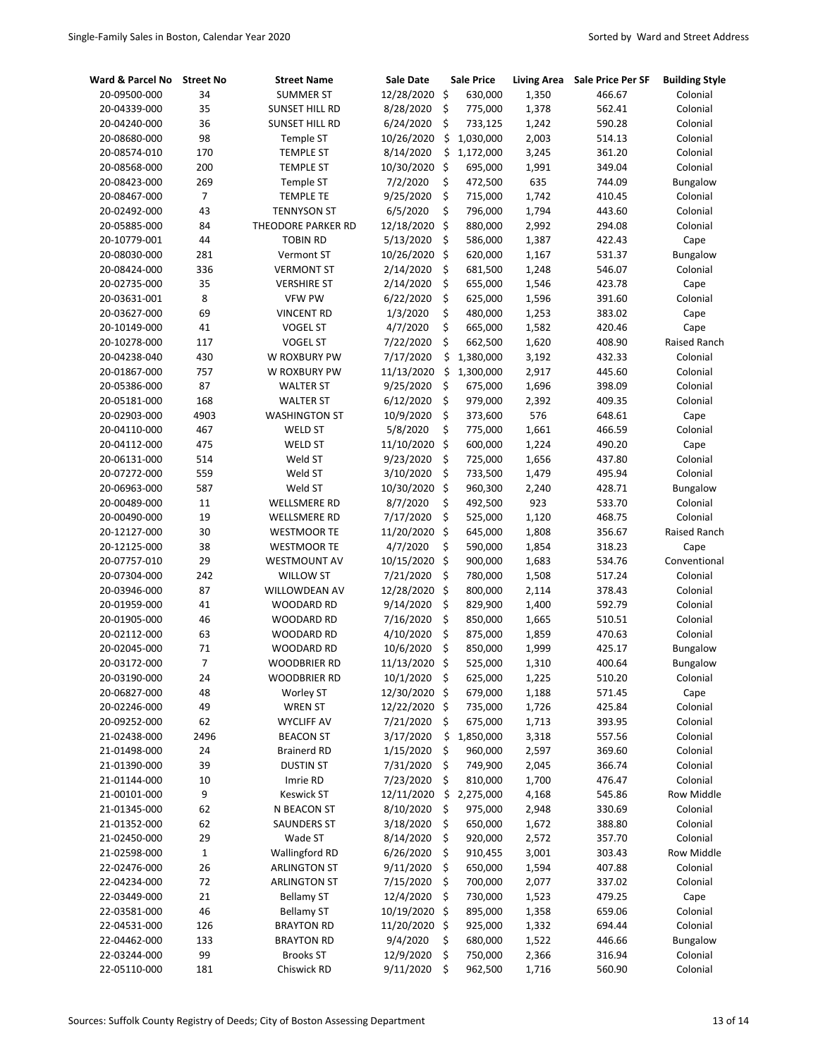| Ward & Parcel No | Street No | Street Name | Sale Date | Sale Price | Living Area | Sale Price Per SF | Building Style |
|---|---|---|---|---|---|---|---|
| 20-09500-000 | 34 | SUMMER ST | 12/28/2020 | $ 630,000 | 1,350 | 466.67 | Colonial |
| 20-04339-000 | 35 | SUNSET HILL RD | 8/28/2020 | $ 775,000 | 1,378 | 562.41 | Colonial |
| 20-04240-000 | 36 | SUNSET HILL RD | 6/24/2020 | $ 733,125 | 1,242 | 590.28 | Colonial |
| 20-08680-000 | 98 | Temple ST | 10/26/2020 | $ 1,030,000 | 2,003 | 514.13 | Colonial |
| 20-08574-010 | 170 | TEMPLE ST | 8/14/2020 | $ 1,172,000 | 3,245 | 361.20 | Colonial |
| 20-08568-000 | 200 | TEMPLE ST | 10/30/2020 | $ 695,000 | 1,991 | 349.04 | Colonial |
| 20-08423-000 | 269 | Temple ST | 7/2/2020 | $ 472,500 | 635 | 744.09 | Bungalow |
| 20-08467-000 | 7 | TEMPLE TE | 9/25/2020 | $ 715,000 | 1,742 | 410.45 | Colonial |
| 20-02492-000 | 43 | TENNYSON ST | 6/5/2020 | $ 796,000 | 1,794 | 443.60 | Colonial |
| 20-05885-000 | 84 | THEODORE PARKER RD | 12/18/2020 | $ 880,000 | 2,992 | 294.08 | Colonial |
| 20-10779-001 | 44 | TOBIN RD | 5/13/2020 | $ 586,000 | 1,387 | 422.43 | Cape |
| 20-08030-000 | 281 | Vermont ST | 10/26/2020 | $ 620,000 | 1,167 | 531.37 | Bungalow |
| 20-08424-000 | 336 | VERMONT ST | 2/14/2020 | $ 681,500 | 1,248 | 546.07 | Colonial |
| 20-02735-000 | 35 | VERSHIRE ST | 2/14/2020 | $ 655,000 | 1,546 | 423.78 | Cape |
| 20-03631-001 | 8 | VFW PW | 6/22/2020 | $ 625,000 | 1,596 | 391.60 | Colonial |
| 20-03627-000 | 69 | VINCENT RD | 1/3/2020 | $ 480,000 | 1,253 | 383.02 | Cape |
| 20-10149-000 | 41 | VOGEL ST | 4/7/2020 | $ 665,000 | 1,582 | 420.46 | Cape |
| 20-10278-000 | 117 | VOGEL ST | 7/22/2020 | $ 662,500 | 1,620 | 408.90 | Raised Ranch |
| 20-04238-040 | 430 | W ROXBURY PW | 7/17/2020 | $ 1,380,000 | 3,192 | 432.33 | Colonial |
| 20-01867-000 | 757 | W ROXBURY PW | 11/13/2020 | $ 1,300,000 | 2,917 | 445.60 | Colonial |
| 20-05386-000 | 87 | WALTER ST | 9/25/2020 | $ 675,000 | 1,696 | 398.09 | Colonial |
| 20-05181-000 | 168 | WALTER ST | 6/12/2020 | $ 979,000 | 2,392 | 409.35 | Colonial |
| 20-02903-000 | 4903 | WASHINGTON ST | 10/9/2020 | $ 373,600 | 576 | 648.61 | Cape |
| 20-04110-000 | 467 | WELD ST | 5/8/2020 | $ 775,000 | 1,661 | 466.59 | Colonial |
| 20-04112-000 | 475 | WELD ST | 11/10/2020 | $ 600,000 | 1,224 | 490.20 | Cape |
| 20-06131-000 | 514 | Weld ST | 9/23/2020 | $ 725,000 | 1,656 | 437.80 | Colonial |
| 20-07272-000 | 559 | Weld ST | 3/10/2020 | $ 733,500 | 1,479 | 495.94 | Colonial |
| 20-06963-000 | 587 | Weld ST | 10/30/2020 | $ 960,300 | 2,240 | 428.71 | Bungalow |
| 20-00489-000 | 11 | WELLSMERE RD | 8/7/2020 | $ 492,500 | 923 | 533.70 | Colonial |
| 20-00490-000 | 19 | WELLSMERE RD | 7/17/2020 | $ 525,000 | 1,120 | 468.75 | Colonial |
| 20-12127-000 | 30 | WESTMOOR TE | 11/20/2020 | $ 645,000 | 1,808 | 356.67 | Raised Ranch |
| 20-12125-000 | 38 | WESTMOOR TE | 4/7/2020 | $ 590,000 | 1,854 | 318.23 | Cape |
| 20-07757-010 | 29 | WESTMOUNT AV | 10/15/2020 | $ 900,000 | 1,683 | 534.76 | Conventional |
| 20-07304-000 | 242 | WILLOW ST | 7/21/2020 | $ 780,000 | 1,508 | 517.24 | Colonial |
| 20-03946-000 | 87 | WILLOWDEAN AV | 12/28/2020 | $ 800,000 | 2,114 | 378.43 | Colonial |
| 20-01959-000 | 41 | WOODARD RD | 9/14/2020 | $ 829,900 | 1,400 | 592.79 | Colonial |
| 20-01905-000 | 46 | WOODARD RD | 7/16/2020 | $ 850,000 | 1,665 | 510.51 | Colonial |
| 20-02112-000 | 63 | WOODARD RD | 4/10/2020 | $ 875,000 | 1,859 | 470.63 | Colonial |
| 20-02045-000 | 71 | WOODARD RD | 10/6/2020 | $ 850,000 | 1,999 | 425.17 | Bungalow |
| 20-03172-000 | 7 | WOODBRIER RD | 11/13/2020 | $ 525,000 | 1,310 | 400.64 | Bungalow |
| 20-03190-000 | 24 | WOODBRIER RD | 10/1/2020 | $ 625,000 | 1,225 | 510.20 | Colonial |
| 20-06827-000 | 48 | Worley ST | 12/30/2020 | $ 679,000 | 1,188 | 571.45 | Cape |
| 20-02246-000 | 49 | WREN ST | 12/22/2020 | $ 735,000 | 1,726 | 425.84 | Colonial |
| 20-09252-000 | 62 | WYCLIFF AV | 7/21/2020 | $ 675,000 | 1,713 | 393.95 | Colonial |
| 21-02438-000 | 2496 | BEACON ST | 3/17/2020 | $ 1,850,000 | 3,318 | 557.56 | Colonial |
| 21-01498-000 | 24 | Brainerd RD | 1/15/2020 | $ 960,000 | 2,597 | 369.60 | Colonial |
| 21-01390-000 | 39 | DUSTIN ST | 7/31/2020 | $ 749,900 | 2,045 | 366.74 | Colonial |
| 21-01144-000 | 10 | Imrie RD | 7/23/2020 | $ 810,000 | 1,700 | 476.47 | Colonial |
| 21-00101-000 | 9 | Keswick ST | 12/11/2020 | $ 2,275,000 | 4,168 | 545.86 | Row Middle |
| 21-01345-000 | 62 | N BEACON ST | 8/10/2020 | $ 975,000 | 2,948 | 330.69 | Colonial |
| 21-01352-000 | 62 | SAUNDERS ST | 3/18/2020 | $ 650,000 | 1,672 | 388.80 | Colonial |
| 21-02450-000 | 29 | Wade ST | 8/14/2020 | $ 920,000 | 2,572 | 357.70 | Colonial |
| 21-02598-000 | 1 | Wallingford RD | 6/26/2020 | $ 910,455 | 3,001 | 303.43 | Row Middle |
| 22-02476-000 | 26 | ARLINGTON ST | 9/11/2020 | $ 650,000 | 1,594 | 407.88 | Colonial |
| 22-04234-000 | 72 | ARLINGTON ST | 7/15/2020 | $ 700,000 | 2,077 | 337.02 | Colonial |
| 22-03449-000 | 21 | Bellamy ST | 12/4/2020 | $ 730,000 | 1,523 | 479.25 | Cape |
| 22-03581-000 | 46 | Bellamy ST | 10/19/2020 | $ 895,000 | 1,358 | 659.06 | Colonial |
| 22-04531-000 | 126 | BRAYTON RD | 11/20/2020 | $ 925,000 | 1,332 | 694.44 | Colonial |
| 22-04462-000 | 133 | BRAYTON RD | 9/4/2020 | $ 680,000 | 1,522 | 446.66 | Bungalow |
| 22-03244-000 | 99 | Brooks ST | 12/9/2020 | $ 750,000 | 2,366 | 316.94 | Colonial |
| 22-05110-000 | 181 | Chiswick RD | 9/11/2020 | $ 962,500 | 1,716 | 560.90 | Colonial |

Sources: Suffolk County Registry of Deeds; City of Boston Assessing Department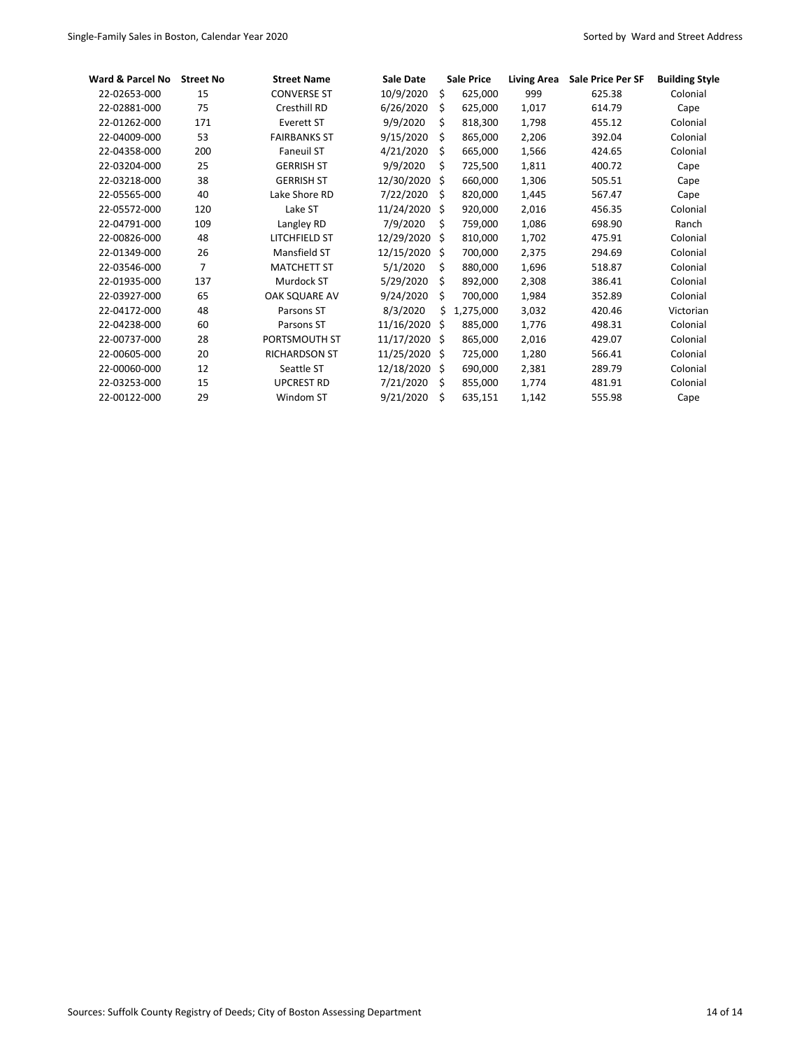| Ward & Parcel No | Street No | Street Name | Sale Date | Sale Price | Living Area | Sale Price Per SF | Building Style |
|---|---|---|---|---|---|---|---|
| 22-02653-000 | 15 | CONVERSE ST | 10/9/2020 | $ 625,000 | 999 | 625.38 | Colonial |
| 22-02881-000 | 75 | Cresthill RD | 6/26/2020 | $ 625,000 | 1,017 | 614.79 | Cape |
| 22-01262-000 | 171 | Everett ST | 9/9/2020 | $ 818,300 | 1,798 | 455.12 | Colonial |
| 22-04009-000 | 53 | FAIRBANKS ST | 9/15/2020 | $ 865,000 | 2,206 | 392.04 | Colonial |
| 22-04358-000 | 200 | Faneuil ST | 4/21/2020 | $ 665,000 | 1,566 | 424.65 | Colonial |
| 22-03204-000 | 25 | GERRISH ST | 9/9/2020 | $ 725,500 | 1,811 | 400.72 | Cape |
| 22-03218-000 | 38 | GERRISH ST | 12/30/2020 | $ 660,000 | 1,306 | 505.51 | Cape |
| 22-05565-000 | 40 | Lake Shore RD | 7/22/2020 | $ 820,000 | 1,445 | 567.47 | Cape |
| 22-05572-000 | 120 | Lake ST | 11/24/2020 | $ 920,000 | 2,016 | 456.35 | Colonial |
| 22-04791-000 | 109 | Langley RD | 7/9/2020 | $ 759,000 | 1,086 | 698.90 | Ranch |
| 22-00826-000 | 48 | LITCHFIELD ST | 12/29/2020 | $ 810,000 | 1,702 | 475.91 | Colonial |
| 22-01349-000 | 26 | Mansfield ST | 12/15/2020 | $ 700,000 | 2,375 | 294.69 | Colonial |
| 22-03546-000 | 7 | MATCHETT ST | 5/1/2020 | $ 880,000 | 1,696 | 518.87 | Colonial |
| 22-01935-000 | 137 | Murdock ST | 5/29/2020 | $ 892,000 | 2,308 | 386.41 | Colonial |
| 22-03927-000 | 65 | OAK SQUARE AV | 9/24/2020 | $ 700,000 | 1,984 | 352.89 | Colonial |
| 22-04172-000 | 48 | Parsons ST | 8/3/2020 | $ 1,275,000 | 3,032 | 420.46 | Victorian |
| 22-04238-000 | 60 | Parsons ST | 11/16/2020 | $ 885,000 | 1,776 | 498.31 | Colonial |
| 22-00737-000 | 28 | PORTSMOUTH ST | 11/17/2020 | $ 865,000 | 2,016 | 429.07 | Colonial |
| 22-00605-000 | 20 | RICHARDSON ST | 11/25/2020 | $ 725,000 | 1,280 | 566.41 | Colonial |
| 22-00060-000 | 12 | Seattle ST | 12/18/2020 | $ 690,000 | 2,381 | 289.79 | Colonial |
| 22-03253-000 | 15 | UPCREST RD | 7/21/2020 | $ 855,000 | 1,774 | 481.91 | Colonial |
| 22-00122-000 | 29 | Windom ST | 9/21/2020 | $ 635,151 | 1,142 | 555.98 | Cape |